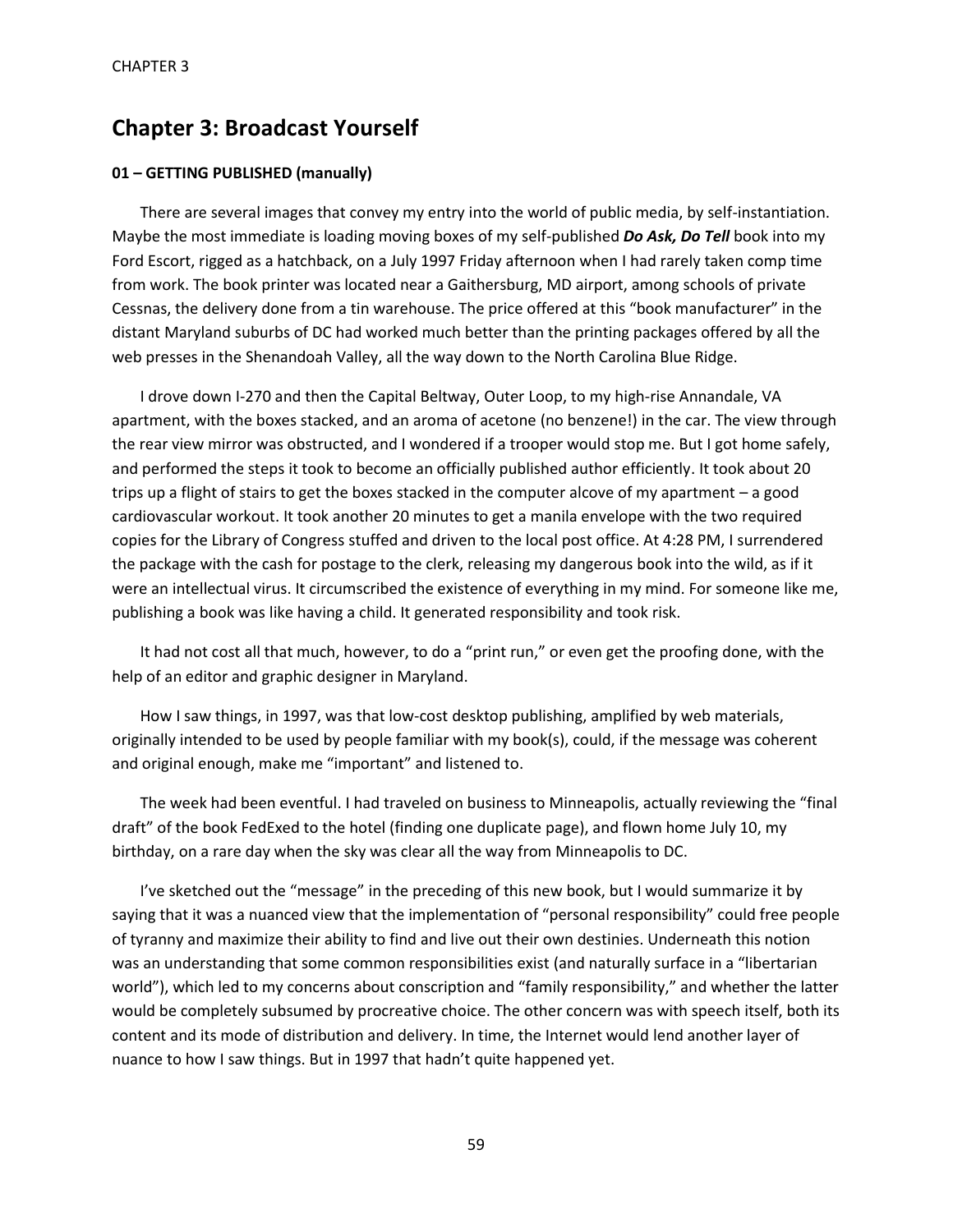# Chapter 3: Broadcast Yourself

### 01 – GETTING PUBLISHED (manually)

There are several images that convey my entry into the world of public media, by self-instantiation. Maybe the most immediate is loading moving boxes of my self-published ***Do Ask, Do Tell*** book into my Ford Escort, rigged as a hatchback, on a July 1997 Friday afternoon when I had rarely taken comp time from work. The book printer was located near a Gaithersburg, MD airport, among schools of private Cessnas, the delivery done from a tin warehouse. The price offered at this "book manufacturer" in the distant Maryland suburbs of DC had worked much better than the printing packages offered by all the web presses in the Shenandoah Valley, all the way down to the North Carolina Blue Ridge.

I drove down I-270 and then the Capital Beltway, Outer Loop, to my high-rise Annandale, VA apartment, with the boxes stacked, and an aroma of acetone (no benzene!) in the car. The view through the rear view mirror was obstructed, and I wondered if a trooper would stop me. But I got home safely, and performed the steps it took to become an officially published author efficiently. It took about 20 trips up a flight of stairs to get the boxes stacked in the computer alcove of my apartment – a good cardiovascular workout. It took another 20 minutes to get a manila envelope with the two required copies for the Library of Congress stuffed and driven to the local post office. At 4:28 PM, I surrendered the package with the cash for postage to the clerk, releasing my dangerous book into the wild, as if it were an intellectual virus. It circumscribed the existence of everything in my mind. For someone like me, publishing a book was like having a child. It generated responsibility and took risk.

It had not cost all that much, however, to do a "print run," or even get the proofing done, with the help of an editor and graphic designer in Maryland.

How I saw things, in 1997, was that low-cost desktop publishing, amplified by web materials, originally intended to be used by people familiar with my book(s), could, if the message was coherent and original enough, make me "important" and listened to.

The week had been eventful. I had traveled on business to Minneapolis, actually reviewing the "final draft" of the book FedExed to the hotel (finding one duplicate page), and flown home July 10, my birthday, on a rare day when the sky was clear all the way from Minneapolis to DC.

I've sketched out the "message" in the preceding of this new book, but I would summarize it by saying that it was a nuanced view that the implementation of "personal responsibility" could free people of tyranny and maximize their ability to find and live out their own destinies. Underneath this notion was an understanding that some common responsibilities exist (and naturally surface in a "libertarian world"), which led to my concerns about conscription and "family responsibility," and whether the latter would be completely subsumed by procreative choice. The other concern was with speech itself, both its content and its mode of distribution and delivery. In time, the Internet would lend another layer of nuance to how I saw things. But in 1997 that hadn't quite happened yet.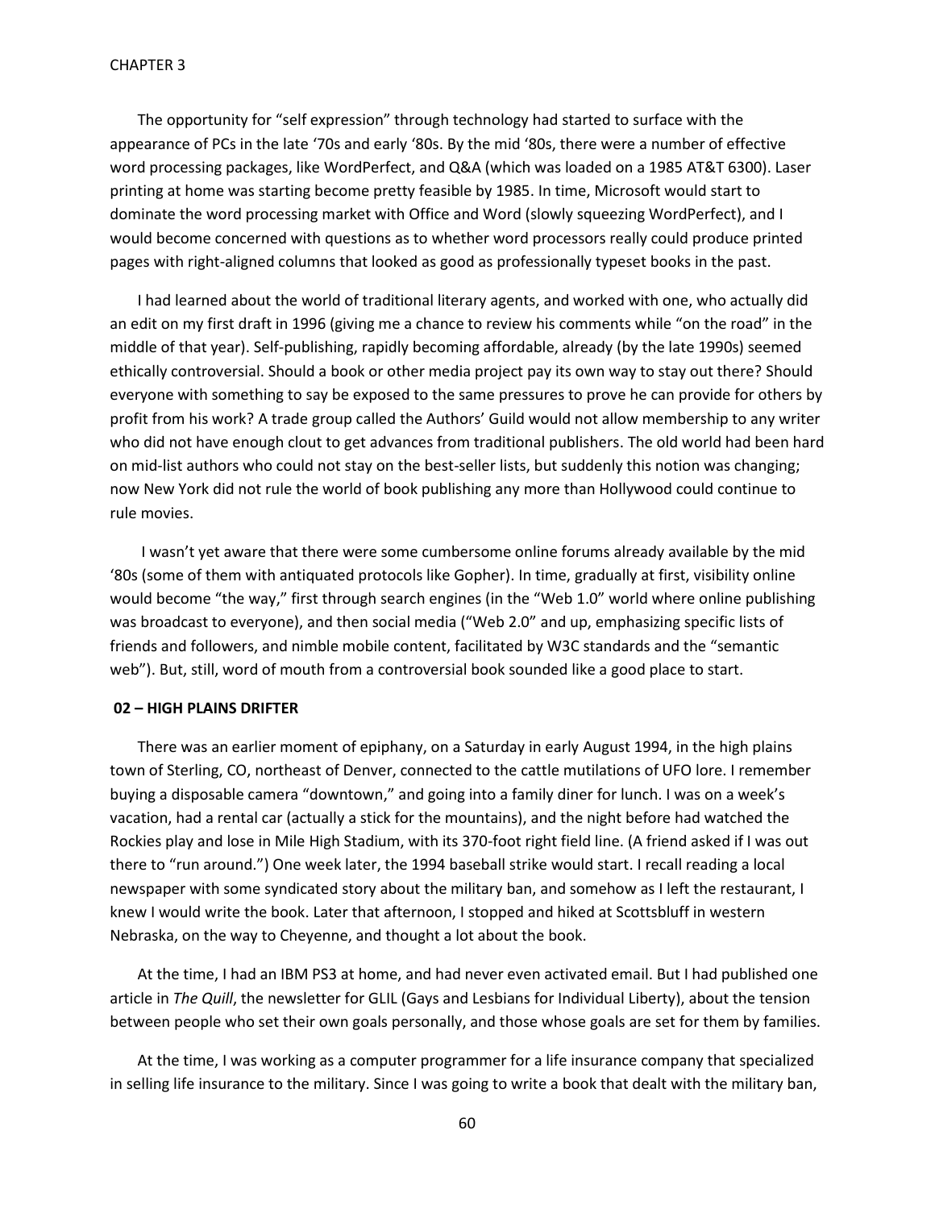The opportunity for "self expression" through technology had started to surface with the appearance of PCs in the late '70s and early '80s. By the mid '80s, there were a number of effective word processing packages, like WordPerfect, and Q&A (which was loaded on a 1985 AT&T 6300). Laser printing at home was starting become pretty feasible by 1985. In time, Microsoft would start to dominate the word processing market with Office and Word (slowly squeezing WordPerfect), and I would become concerned with questions as to whether word processors really could produce printed pages with right-aligned columns that looked as good as professionally typeset books in the past.

I had learned about the world of traditional literary agents, and worked with one, who actually did an edit on my first draft in 1996 (giving me a chance to review his comments while "on the road" in the middle of that year). Self-publishing, rapidly becoming affordable, already (by the late 1990s) seemed ethically controversial. Should a book or other media project pay its own way to stay out there? Should everyone with something to say be exposed to the same pressures to prove he can provide for others by profit from his work? A trade group called the Authors' Guild would not allow membership to any writer who did not have enough clout to get advances from traditional publishers. The old world had been hard on mid-list authors who could not stay on the best-seller lists, but suddenly this notion was changing; now New York did not rule the world of book publishing any more than Hollywood could continue to rule movies.

I wasn't yet aware that there were some cumbersome online forums already available by the mid '80s (some of them with antiquated protocols like Gopher). In time, gradually at first, visibility online would become "the way," first through search engines (in the "Web 1.0" world where online publishing was broadcast to everyone), and then social media ("Web 2.0" and up, emphasizing specific lists of friends and followers, and nimble mobile content, facilitated by W3C standards and the "semantic web"). But, still, word of mouth from a controversial book sounded like a good place to start.

**02 – HIGH PLAINS DRIFTER**

There was an earlier moment of epiphany, on a Saturday in early August 1994, in the high plains town of Sterling, CO, northeast of Denver, connected to the cattle mutilations of UFO lore. I remember buying a disposable camera "downtown," and going into a family diner for lunch. I was on a week's vacation, had a rental car (actually a stick for the mountains), and the night before had watched the Rockies play and lose in Mile High Stadium, with its 370-foot right field line. (A friend asked if I was out there to "run around.") One week later, the 1994 baseball strike would start. I recall reading a local newspaper with some syndicated story about the military ban, and somehow as I left the restaurant, I knew I would write the book. Later that afternoon, I stopped and hiked at Scottsbluff in western Nebraska, on the way to Cheyenne, and thought a lot about the book.

At the time, I had an IBM PS3 at home, and had never even activated email. But I had published one article in *The Quill*, the newsletter for GLIL (Gays and Lesbians for Individual Liberty), about the tension between people who set their own goals personally, and those whose goals are set for them by families.

At the time, I was working as a computer programmer for a life insurance company that specialized in selling life insurance to the military. Since I was going to write a book that dealt with the military ban,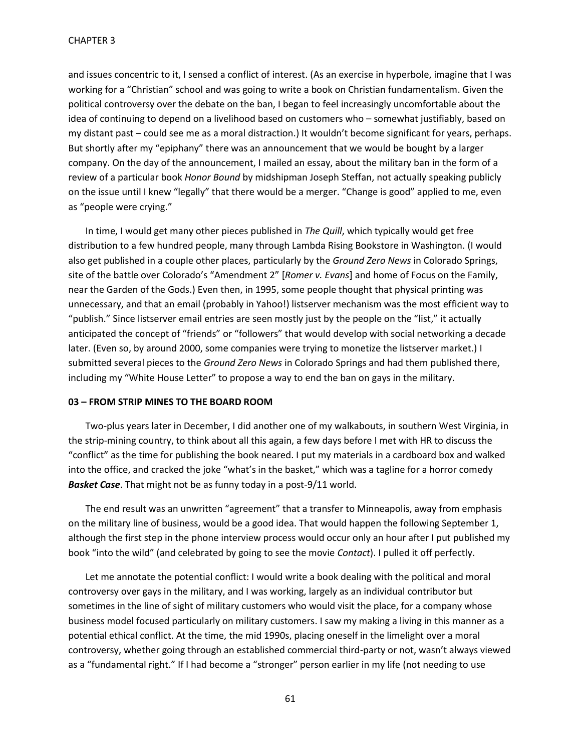and issues concentric to it, I sensed a conflict of interest. (As an exercise in hyperbole, imagine that I was working for a "Christian" school and was going to write a book on Christian fundamentalism. Given the political controversy over the debate on the ban, I began to feel increasingly uncomfortable about the idea of continuing to depend on a livelihood based on customers who – somewhat justifiably, based on my distant past – could see me as a moral distraction.) It wouldn't become significant for years, perhaps. But shortly after my "epiphany" there was an announcement that we would be bought by a larger company. On the day of the announcement, I mailed an essay, about the military ban in the form of a review of a particular book *Honor Bound* by midshipman Joseph Steffan, not actually speaking publicly on the issue until I knew "legally" that there would be a merger. "Change is good" applied to me, even as "people were crying."

In time, I would get many other pieces published in *The Quill*, which typically would get free distribution to a few hundred people, many through Lambda Rising Bookstore in Washington. (I would also get published in a couple other places, particularly by the *Ground Zero News* in Colorado Springs, site of the battle over Colorado's "Amendment 2" [*Romer v. Evans*] and home of Focus on the Family, near the Garden of the Gods.) Even then, in 1995, some people thought that physical printing was unnecessary, and that an email (probably in Yahoo!) listserver mechanism was the most efficient way to "publish." Since listserver email entries are seen mostly just by the people on the "list," it actually anticipated the concept of "friends" or "followers" that would develop with social networking a decade later. (Even so, by around 2000, some companies were trying to monetize the listserver market.) I submitted several pieces to the *Ground Zero News* in Colorado Springs and had them published there, including my "White House Letter" to propose a way to end the ban on gays in the military.

**03 – FROM STRIP MINES TO THE BOARD ROOM**

Two-plus years later in December, I did another one of my walkabouts, in southern West Virginia, in the strip-mining country, to think about all this again, a few days before I met with HR to discuss the "conflict" as the time for publishing the book neared. I put my materials in a cardboard box and walked into the office, and cracked the joke "what's in the basket," which was a tagline for a horror comedy ***Basket Case***. That might not be as funny today in a post-9/11 world.

The end result was an unwritten "agreement" that a transfer to Minneapolis, away from emphasis on the military line of business, would be a good idea. That would happen the following September 1, although the first step in the phone interview process would occur only an hour after I put published my book "into the wild" (and celebrated by going to see the movie *Contact*). I pulled it off perfectly.

Let me annotate the potential conflict: I would write a book dealing with the political and moral controversy over gays in the military, and I was working, largely as an individual contributor but sometimes in the line of sight of military customers who would visit the place, for a company whose business model focused particularly on military customers. I saw my making a living in this manner as a potential ethical conflict. At the time, the mid 1990s, placing oneself in the limelight over a moral controversy, whether going through an established commercial third-party or not, wasn't always viewed as a "fundamental right." If I had become a "stronger" person earlier in my life (not needing to use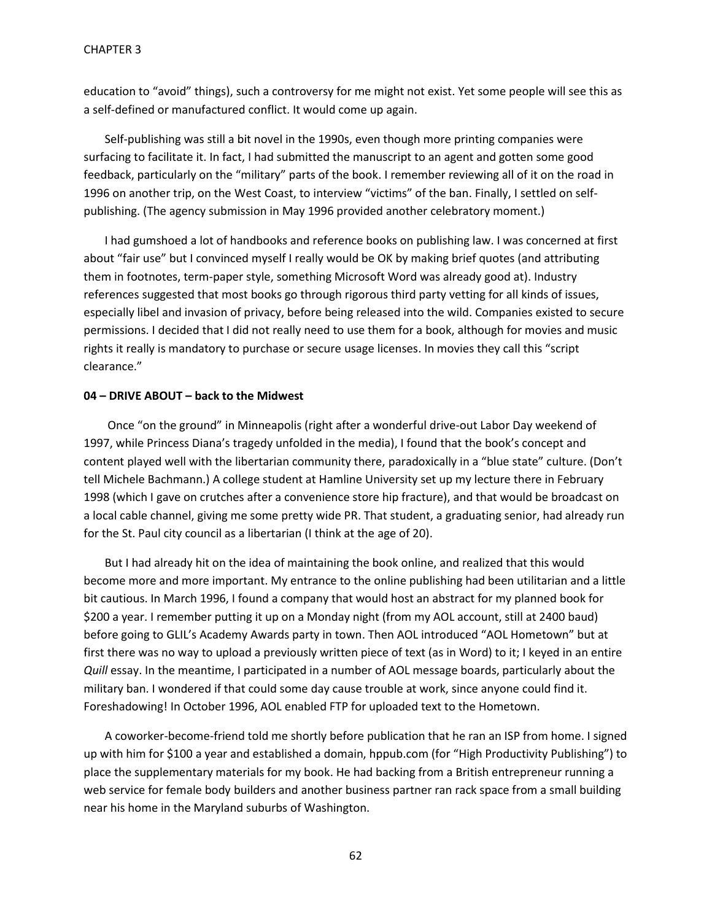education to "avoid" things), such a controversy for me might not exist. Yet some people will see this as a self-defined or manufactured conflict. It would come up again.

Self-publishing was still a bit novel in the 1990s, even though more printing companies were surfacing to facilitate it. In fact, I had submitted the manuscript to an agent and gotten some good feedback, particularly on the "military" parts of the book. I remember reviewing all of it on the road in 1996 on another trip, on the West Coast, to interview "victims" of the ban. Finally, I settled on self-publishing. (The agency submission in May 1996 provided another celebratory moment.)

I had gumshoed a lot of handbooks and reference books on publishing law. I was concerned at first about "fair use" but I convinced myself I really would be OK by making brief quotes (and attributing them in footnotes, term-paper style, something Microsoft Word was already good at). Industry references suggested that most books go through rigorous third party vetting for all kinds of issues, especially libel and invasion of privacy, before being released into the wild. Companies existed to secure permissions. I decided that I did not really need to use them for a book, although for movies and music rights it really is mandatory to purchase or secure usage licenses. In movies they call this "script clearance."

**04 – DRIVE ABOUT – back to the Midwest**

Once "on the ground" in Minneapolis (right after a wonderful drive-out Labor Day weekend of 1997, while Princess Diana's tragedy unfolded in the media), I found that the book's concept and content played well with the libertarian community there, paradoxically in a "blue state" culture. (Don't tell Michele Bachmann.) A college student at Hamline University set up my lecture there in February 1998 (which I gave on crutches after a convenience store hip fracture), and that would be broadcast on a local cable channel, giving me some pretty wide PR. That student, a graduating senior, had already run for the St. Paul city council as a libertarian (I think at the age of 20).

But I had already hit on the idea of maintaining the book online, and realized that this would become more and more important. My entrance to the online publishing had been utilitarian and a little bit cautious. In March 1996, I found a company that would host an abstract for my planned book for $200 a year. I remember putting it up on a Monday night (from my AOL account, still at 2400 baud) before going to GLIL's Academy Awards party in town. Then AOL introduced "AOL Hometown" but at first there was no way to upload a previously written piece of text (as in Word) to it; I keyed in an entire *Quill* essay. In the meantime, I participated in a number of AOL message boards, particularly about the military ban. I wondered if that could some day cause trouble at work, since anyone could find it. Foreshadowing! In October 1996, AOL enabled FTP for uploaded text to the Hometown.

A coworker-become-friend told me shortly before publication that he ran an ISP from home. I signed up with him for $100 a year and established a domain, hppub.com (for "High Productivity Publishing") to place the supplementary materials for my book. He had backing from a British entrepreneur running a web service for female body builders and another business partner ran rack space from a small building near his home in the Maryland suburbs of Washington.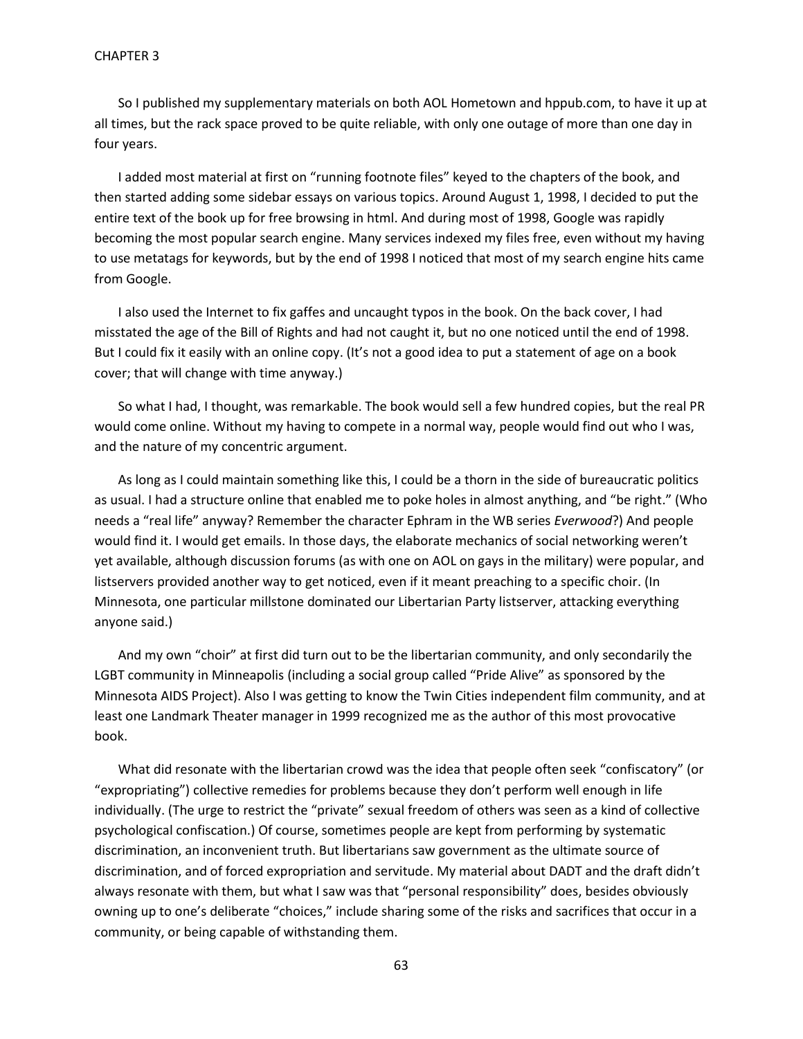So I published my supplementary materials on both AOL Hometown and hppub.com, to have it up at all times, but the rack space proved to be quite reliable, with only one outage of more than one day in four years.

I added most material at first on "running footnote files" keyed to the chapters of the book, and then started adding some sidebar essays on various topics. Around August 1, 1998, I decided to put the entire text of the book up for free browsing in html. And during most of 1998, Google was rapidly becoming the most popular search engine. Many services indexed my files free, even without my having to use metatags for keywords, but by the end of 1998 I noticed that most of my search engine hits came from Google.

I also used the Internet to fix gaffes and uncaught typos in the book. On the back cover, I had misstated the age of the Bill of Rights and had not caught it, but no one noticed until the end of 1998. But I could fix it easily with an online copy. (It's not a good idea to put a statement of age on a book cover; that will change with time anyway.)

So what I had, I thought, was remarkable. The book would sell a few hundred copies, but the real PR would come online. Without my having to compete in a normal way, people would find out who I was, and the nature of my concentric argument.

As long as I could maintain something like this, I could be a thorn in the side of bureaucratic politics as usual. I had a structure online that enabled me to poke holes in almost anything, and "be right." (Who needs a "real life" anyway? Remember the character Ephram in the WB series *Everwood*?) And people would find it. I would get emails. In those days, the elaborate mechanics of social networking weren't yet available, although discussion forums (as with one on AOL on gays in the military) were popular, and listservers provided another way to get noticed, even if it meant preaching to a specific choir. (In Minnesota, one particular millstone dominated our Libertarian Party listserver, attacking everything anyone said.)

And my own "choir" at first did turn out to be the libertarian community, and only secondarily the LGBT community in Minneapolis (including a social group called "Pride Alive" as sponsored by the Minnesota AIDS Project). Also I was getting to know the Twin Cities independent film community, and at least one Landmark Theater manager in 1999 recognized me as the author of this most provocative book.

What did resonate with the libertarian crowd was the idea that people often seek "confiscatory" (or "expropriating") collective remedies for problems because they don't perform well enough in life individually. (The urge to restrict the "private" sexual freedom of others was seen as a kind of collective psychological confiscation.) Of course, sometimes people are kept from performing by systematic discrimination, an inconvenient truth. But libertarians saw government as the ultimate source of discrimination, and of forced expropriation and servitude. My material about DADT and the draft didn't always resonate with them, but what I saw was that "personal responsibility" does, besides obviously owning up to one's deliberate "choices," include sharing some of the risks and sacrifices that occur in a community, or being capable of withstanding them.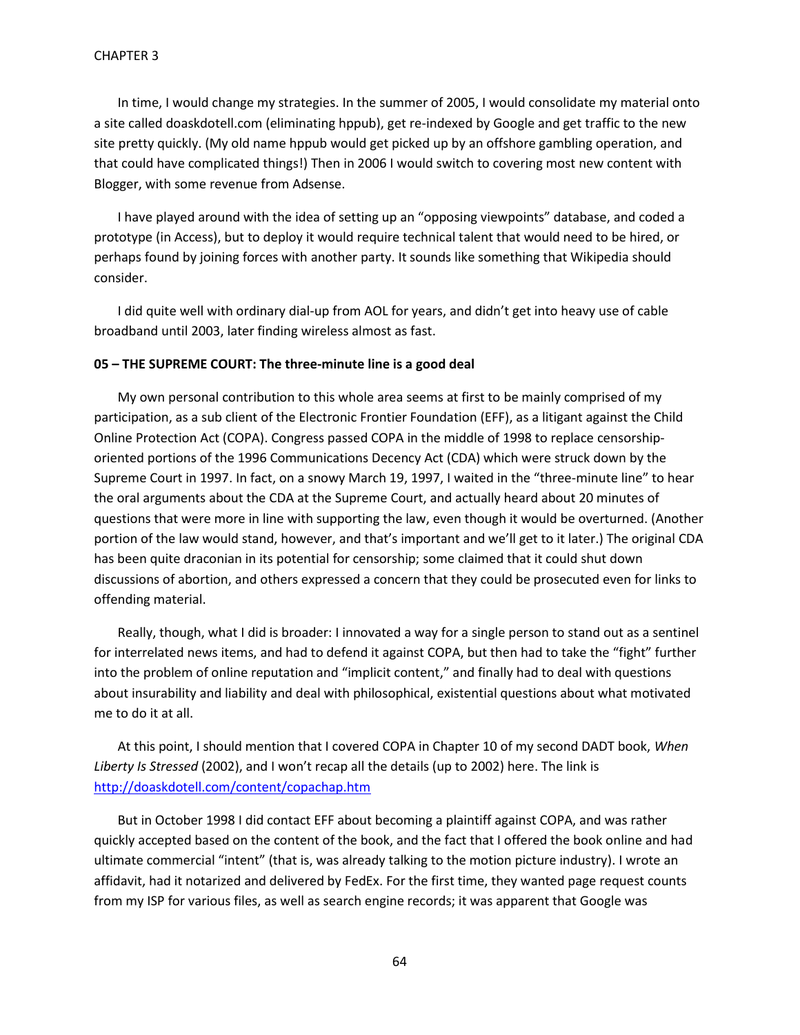In time, I would change my strategies. In the summer of 2005, I would consolidate my material onto a site called doaskdotell.com (eliminating hppub), get re-indexed by Google and get traffic to the new site pretty quickly. (My old name hppub would get picked up by an offshore gambling operation, and that could have complicated things!) Then in 2006 I would switch to covering most new content with Blogger, with some revenue from Adsense.

I have played around with the idea of setting up an "opposing viewpoints" database, and coded a prototype (in Access), but to deploy it would require technical talent that would need to be hired, or perhaps found by joining forces with another party. It sounds like something that Wikipedia should consider.

I did quite well with ordinary dial-up from AOL for years, and didn't get into heavy use of cable broadband until 2003, later finding wireless almost as fast.

**05 – THE SUPREME COURT: The three-minute line is a good deal**

My own personal contribution to this whole area seems at first to be mainly comprised of my participation, as a sub client of the Electronic Frontier Foundation (EFF), as a litigant against the Child Online Protection Act (COPA). Congress passed COPA in the middle of 1998 to replace censorship-oriented portions of the 1996 Communications Decency Act (CDA) which were struck down by the Supreme Court in 1997. In fact, on a snowy March 19, 1997, I waited in the "three-minute line" to hear the oral arguments about the CDA at the Supreme Court, and actually heard about 20 minutes of questions that were more in line with supporting the law, even though it would be overturned. (Another portion of the law would stand, however, and that's important and we'll get to it later.) The original CDA has been quite draconian in its potential for censorship; some claimed that it could shut down discussions of abortion, and others expressed a concern that they could be prosecuted even for links to offending material.

Really, though, what I did is broader: I innovated a way for a single person to stand out as a sentinel for interrelated news items, and had to defend it against COPA, but then had to take the "fight" further into the problem of online reputation and "implicit content," and finally had to deal with questions about insurability and liability and deal with philosophical, existential questions about what motivated me to do it at all.

At this point, I should mention that I covered COPA in Chapter 10 of my second DADT book, *When Liberty Is Stressed* (2002), and I won't recap all the details (up to 2002) here. The link is [http://doaskdotell.com/content/copachap.htm](http://doaskdotell.com/content/copachap.htm)

But in October 1998 I did contact EFF about becoming a plaintiff against COPA, and was rather quickly accepted based on the content of the book, and the fact that I offered the book online and had ultimate commercial "intent" (that is, was already talking to the motion picture industry). I wrote an affidavit, had it notarized and delivered by FedEx. For the first time, they wanted page request counts from my ISP for various files, as well as search engine records; it was apparent that Google was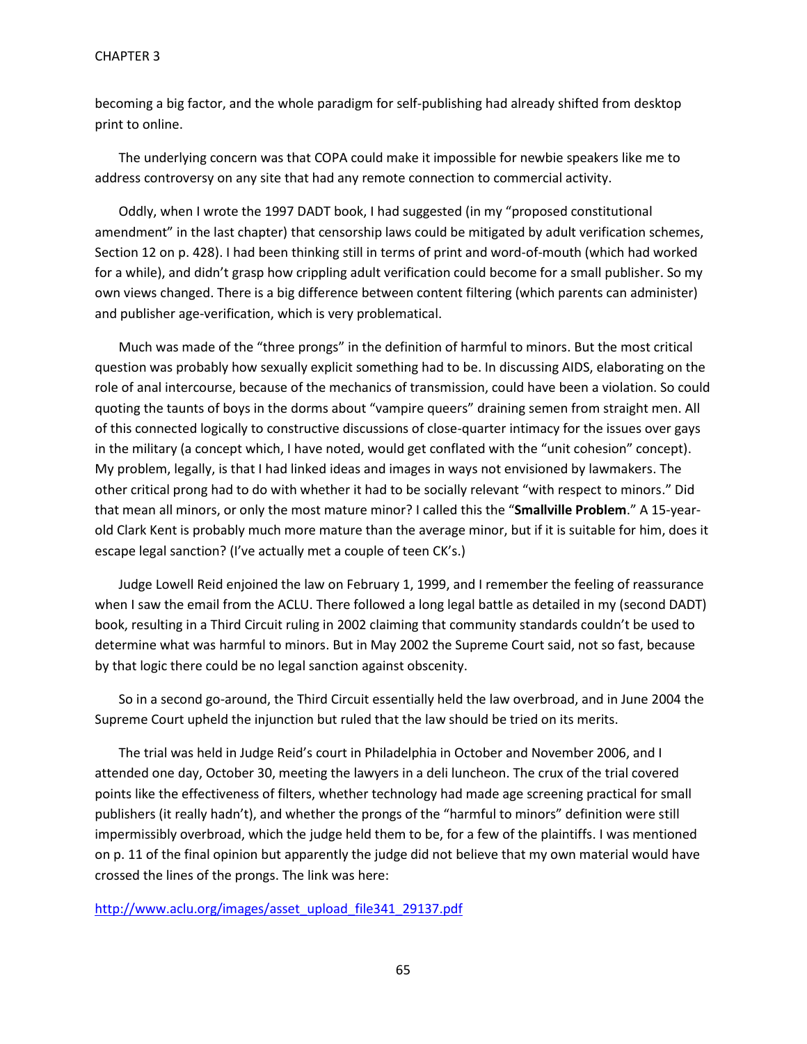becoming a big factor, and the whole paradigm for self-publishing had already shifted from desktop print to online.

The underlying concern was that COPA could make it impossible for newbie speakers like me to address controversy on any site that had any remote connection to commercial activity.

Oddly, when I wrote the 1997 DADT book, I had suggested (in my "proposed constitutional amendment" in the last chapter) that censorship laws could be mitigated by adult verification schemes, Section 12 on p. 428). I had been thinking still in terms of print and word-of-mouth (which had worked for a while), and didn't grasp how crippling adult verification could become for a small publisher. So my own views changed. There is a big difference between content filtering (which parents can administer) and publisher age-verification, which is very problematical.

Much was made of the "three prongs" in the definition of harmful to minors. But the most critical question was probably how sexually explicit something had to be. In discussing AIDS, elaborating on the role of anal intercourse, because of the mechanics of transmission, could have been a violation. So could quoting the taunts of boys in the dorms about "vampire queers" draining semen from straight men. All of this connected logically to constructive discussions of close-quarter intimacy for the issues over gays in the military (a concept which, I have noted, would get conflated with the "unit cohesion" concept). My problem, legally, is that I had linked ideas and images in ways not envisioned by lawmakers. The other critical prong had to do with whether it had to be socially relevant "with respect to minors." Did that mean all minors, or only the most mature minor? I called this the "**Smallville Problem**." A 15-year-old Clark Kent is probably much more mature than the average minor, but if it is suitable for him, does it escape legal sanction? (I've actually met a couple of teen CK's.)

Judge Lowell Reid enjoined the law on February 1, 1999, and I remember the feeling of reassurance when I saw the email from the ACLU. There followed a long legal battle as detailed in my (second DADT) book, resulting in a Third Circuit ruling in 2002 claiming that community standards couldn't be used to determine what was harmful to minors. But in May 2002 the Supreme Court said, not so fast, because by that logic there could be no legal sanction against obscenity.

So in a second go-around, the Third Circuit essentially held the law overbroad, and in June 2004 the Supreme Court upheld the injunction but ruled that the law should be tried on its merits.

The trial was held in Judge Reid's court in Philadelphia in October and November 2006, and I attended one day, October 30, meeting the lawyers in a deli luncheon. The crux of the trial covered points like the effectiveness of filters, whether technology had made age screening practical for small publishers (it really hadn't), and whether the prongs of the "harmful to minors" definition were still impermissibly overbroad, which the judge held them to be, for a few of the plaintiffs. I was mentioned on p. 11 of the final opinion but apparently the judge did not believe that my own material would have crossed the lines of the prongs. The link was here:

[http://www.aclu.org/images/asset_upload_file341_29137.pdf](http://www.aclu.org/images/asset_upload_file341_29137.pdf)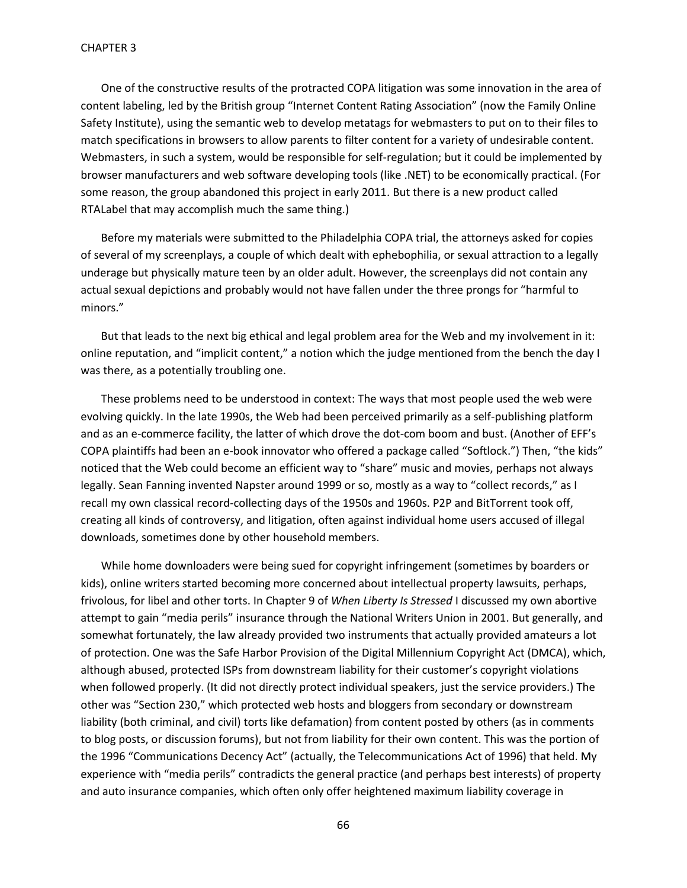One of the constructive results of the protracted COPA litigation was some innovation in the area of content labeling, led by the British group "Internet Content Rating Association" (now the Family Online Safety Institute), using the semantic web to develop metatags for webmasters to put on to their files to match specifications in browsers to allow parents to filter content for a variety of undesirable content. Webmasters, in such a system, would be responsible for self-regulation; but it could be implemented by browser manufacturers and web software developing tools (like .NET) to be economically practical. (For some reason, the group abandoned this project in early 2011. But there is a new product called RTALabel that may accomplish much the same thing.)

Before my materials were submitted to the Philadelphia COPA trial, the attorneys asked for copies of several of my screenplays, a couple of which dealt with ephebophilia, or sexual attraction to a legally underage but physically mature teen by an older adult. However, the screenplays did not contain any actual sexual depictions and probably would not have fallen under the three prongs for "harmful to minors."

But that leads to the next big ethical and legal problem area for the Web and my involvement in it: online reputation, and "implicit content," a notion which the judge mentioned from the bench the day I was there, as a potentially troubling one.

These problems need to be understood in context: The ways that most people used the web were evolving quickly. In the late 1990s, the Web had been perceived primarily as a self-publishing platform and as an e-commerce facility, the latter of which drove the dot-com boom and bust. (Another of EFF's COPA plaintiffs had been an e-book innovator who offered a package called "Softlock.") Then, "the kids" noticed that the Web could become an efficient way to "share" music and movies, perhaps not always legally. Sean Fanning invented Napster around 1999 or so, mostly as a way to "collect records," as I recall my own classical record-collecting days of the 1950s and 1960s. P2P and BitTorrent took off, creating all kinds of controversy, and litigation, often against individual home users accused of illegal downloads, sometimes done by other household members.

While home downloaders were being sued for copyright infringement (sometimes by boarders or kids), online writers started becoming more concerned about intellectual property lawsuits, perhaps, frivolous, for libel and other torts. In Chapter 9 of *When Liberty Is Stressed* I discussed my own abortive attempt to gain "media perils" insurance through the National Writers Union in 2001. But generally, and somewhat fortunately, the law already provided two instruments that actually provided amateurs a lot of protection. One was the Safe Harbor Provision of the Digital Millennium Copyright Act (DMCA), which, although abused, protected ISPs from downstream liability for their customer's copyright violations when followed properly. (It did not directly protect individual speakers, just the service providers.) The other was "Section 230," which protected web hosts and bloggers from secondary or downstream liability (both criminal, and civil) torts like defamation) from content posted by others (as in comments to blog posts, or discussion forums), but not from liability for their own content. This was the portion of the 1996 "Communications Decency Act" (actually, the Telecommunications Act of 1996) that held. My experience with "media perils" contradicts the general practice (and perhaps best interests) of property and auto insurance companies, which often only offer heightened maximum liability coverage in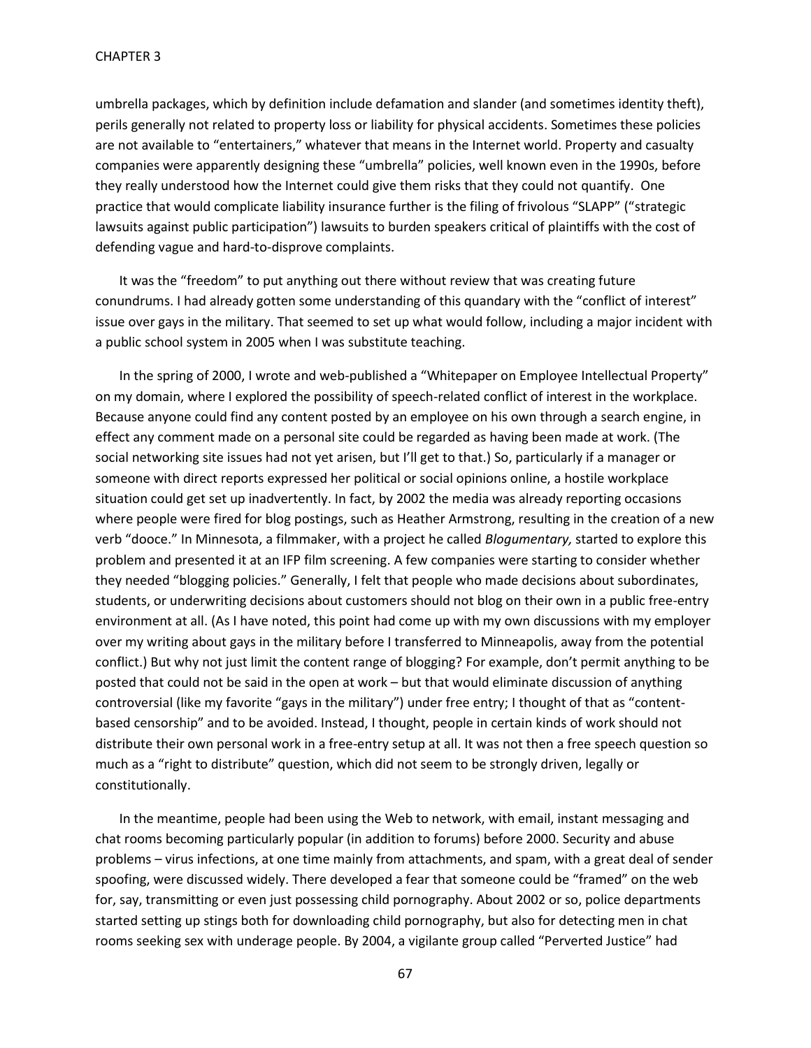umbrella packages, which by definition include defamation and slander (and sometimes identity theft), perils generally not related to property loss or liability for physical accidents. Sometimes these policies are not available to "entertainers," whatever that means in the Internet world. Property and casualty companies were apparently designing these "umbrella" policies, well known even in the 1990s, before they really understood how the Internet could give them risks that they could not quantify. One practice that would complicate liability insurance further is the filing of frivolous "SLAPP" ("strategic lawsuits against public participation") lawsuits to burden speakers critical of plaintiffs with the cost of defending vague and hard-to-disprove complaints.

It was the "freedom" to put anything out there without review that was creating future conundrums. I had already gotten some understanding of this quandary with the "conflict of interest" issue over gays in the military. That seemed to set up what would follow, including a major incident with a public school system in 2005 when I was substitute teaching.

In the spring of 2000, I wrote and web-published a "Whitepaper on Employee Intellectual Property" on my domain, where I explored the possibility of speech-related conflict of interest in the workplace. Because anyone could find any content posted by an employee on his own through a search engine, in effect any comment made on a personal site could be regarded as having been made at work. (The social networking site issues had not yet arisen, but I'll get to that.) So, particularly if a manager or someone with direct reports expressed her political or social opinions online, a hostile workplace situation could get set up inadvertently. In fact, by 2002 the media was already reporting occasions where people were fired for blog postings, such as Heather Armstrong, resulting in the creation of a new verb "dooce." In Minnesota, a filmmaker, with a project he called *Blogumentary,* started to explore this problem and presented it at an IFP film screening. A few companies were starting to consider whether they needed "blogging policies." Generally, I felt that people who made decisions about subordinates, students, or underwriting decisions about customers should not blog on their own in a public free-entry environment at all. (As I have noted, this point had come up with my own discussions with my employer over my writing about gays in the military before I transferred to Minneapolis, away from the potential conflict.) But why not just limit the content range of blogging? For example, don't permit anything to be posted that could not be said in the open at work – but that would eliminate discussion of anything controversial (like my favorite "gays in the military") under free entry; I thought of that as "content-based censorship" and to be avoided. Instead, I thought, people in certain kinds of work should not distribute their own personal work in a free-entry setup at all. It was not then a free speech question so much as a "right to distribute" question, which did not seem to be strongly driven, legally or constitutionally.

In the meantime, people had been using the Web to network, with email, instant messaging and chat rooms becoming particularly popular (in addition to forums) before 2000. Security and abuse problems – virus infections, at one time mainly from attachments, and spam, with a great deal of sender spoofing, were discussed widely. There developed a fear that someone could be "framed" on the web for, say, transmitting or even just possessing child pornography. About 2002 or so, police departments started setting up stings both for downloading child pornography, but also for detecting men in chat rooms seeking sex with underage people. By 2004, a vigilante group called "Perverted Justice" had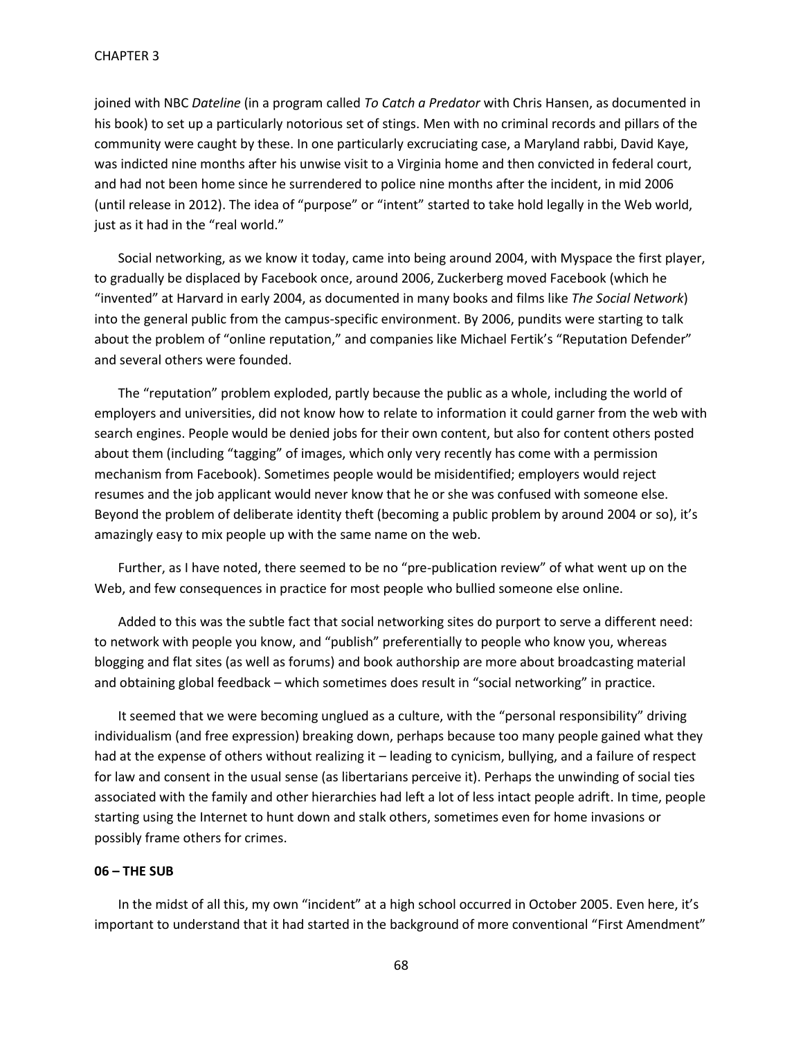joined with NBC *Dateline* (in a program called *To Catch a Predator* with Chris Hansen, as documented in his book) to set up a particularly notorious set of stings. Men with no criminal records and pillars of the community were caught by these. In one particularly excruciating case, a Maryland rabbi, David Kaye, was indicted nine months after his unwise visit to a Virginia home and then convicted in federal court, and had not been home since he surrendered to police nine months after the incident, in mid 2006 (until release in 2012). The idea of "purpose" or "intent" started to take hold legally in the Web world, just as it had in the "real world."

Social networking, as we know it today, came into being around 2004, with Myspace the first player, to gradually be displaced by Facebook once, around 2006, Zuckerberg moved Facebook (which he "invented" at Harvard in early 2004, as documented in many books and films like *The Social Network*) into the general public from the campus-specific environment. By 2006, pundits were starting to talk about the problem of "online reputation," and companies like Michael Fertik's "Reputation Defender" and several others were founded.

The "reputation" problem exploded, partly because the public as a whole, including the world of employers and universities, did not know how to relate to information it could garner from the web with search engines. People would be denied jobs for their own content, but also for content others posted about them (including "tagging" of images, which only very recently has come with a permission mechanism from Facebook). Sometimes people would be misidentified; employers would reject resumes and the job applicant would never know that he or she was confused with someone else. Beyond the problem of deliberate identity theft (becoming a public problem by around 2004 or so), it's amazingly easy to mix people up with the same name on the web.

Further, as I have noted, there seemed to be no "pre-publication review" of what went up on the Web, and few consequences in practice for most people who bullied someone else online.

Added to this was the subtle fact that social networking sites do purport to serve a different need: to network with people you know, and "publish" preferentially to people who know you, whereas blogging and flat sites (as well as forums) and book authorship are more about broadcasting material and obtaining global feedback – which sometimes does result in "social networking" in practice.

It seemed that we were becoming unglued as a culture, with the "personal responsibility" driving individualism (and free expression) breaking down, perhaps because too many people gained what they had at the expense of others without realizing it – leading to cynicism, bullying, and a failure of respect for law and consent in the usual sense (as libertarians perceive it). Perhaps the unwinding of social ties associated with the family and other hierarchies had left a lot of less intact people adrift. In time, people starting using the Internet to hunt down and stalk others, sometimes even for home invasions or possibly frame others for crimes.

**06 – THE SUB**

In the midst of all this, my own "incident" at a high school occurred in October 2005. Even here, it's important to understand that it had started in the background of more conventional "First Amendment"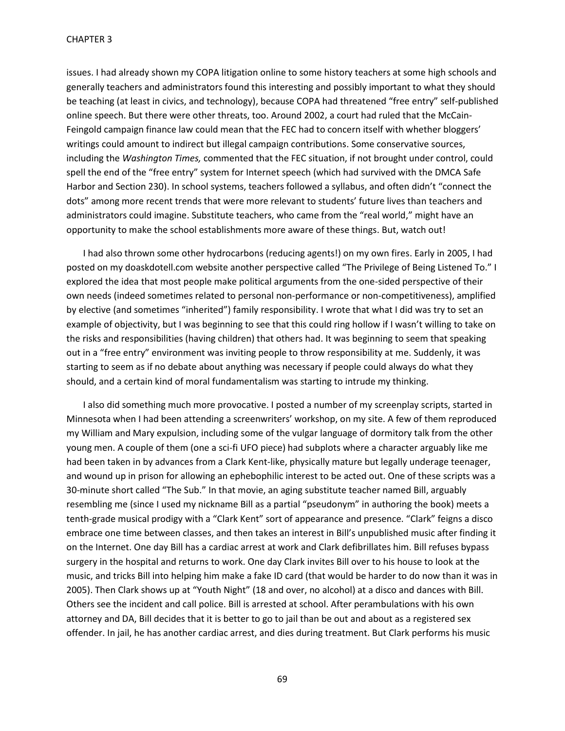issues. I had already shown my COPA litigation online to some history teachers at some high schools and generally teachers and administrators found this interesting and possibly important to what they should be teaching (at least in civics, and technology), because COPA had threatened "free entry" self-published online speech. But there were other threats, too. Around 2002, a court had ruled that the McCain-Feingold campaign finance law could mean that the FEC had to concern itself with whether bloggers' writings could amount to indirect but illegal campaign contributions. Some conservative sources, including the *Washington Times,* commented that the FEC situation, if not brought under control, could spell the end of the "free entry" system for Internet speech (which had survived with the DMCA Safe Harbor and Section 230). In school systems, teachers followed a syllabus, and often didn't "connect the dots" among more recent trends that were more relevant to students' future lives than teachers and administrators could imagine. Substitute teachers, who came from the "real world," might have an opportunity to make the school establishments more aware of these things. But, watch out!

I had also thrown some other hydrocarbons (reducing agents!) on my own fires. Early in 2005, I had posted on my doaskdotell.com website another perspective called "The Privilege of Being Listened To." I explored the idea that most people make political arguments from the one-sided perspective of their own needs (indeed sometimes related to personal non-performance or non-competitiveness), amplified by elective (and sometimes "inherited") family responsibility. I wrote that what I did was try to set an example of objectivity, but I was beginning to see that this could ring hollow if I wasn't willing to take on the risks and responsibilities (having children) that others had. It was beginning to seem that speaking out in a "free entry" environment was inviting people to throw responsibility at me. Suddenly, it was starting to seem as if no debate about anything was necessary if people could always do what they should, and a certain kind of moral fundamentalism was starting to intrude my thinking.

I also did something much more provocative. I posted a number of my screenplay scripts, started in Minnesota when I had been attending a screenwriters' workshop, on my site. A few of them reproduced my William and Mary expulsion, including some of the vulgar language of dormitory talk from the other young men. A couple of them (one a sci-fi UFO piece) had subplots where a character arguably like me had been taken in by advances from a Clark Kent-like, physically mature but legally underage teenager, and wound up in prison for allowing an ephebophilic interest to be acted out. One of these scripts was a 30-minute short called "The Sub." In that movie, an aging substitute teacher named Bill, arguably resembling me (since I used my nickname Bill as a partial "pseudonym" in authoring the book) meets a tenth-grade musical prodigy with a "Clark Kent" sort of appearance and presence. "Clark" feigns a disco embrace one time between classes, and then takes an interest in Bill's unpublished music after finding it on the Internet. One day Bill has a cardiac arrest at work and Clark defibrillates him. Bill refuses bypass surgery in the hospital and returns to work. One day Clark invites Bill over to his house to look at the music, and tricks Bill into helping him make a fake ID card (that would be harder to do now than it was in 2005). Then Clark shows up at "Youth Night" (18 and over, no alcohol) at a disco and dances with Bill. Others see the incident and call police. Bill is arrested at school. After perambulations with his own attorney and DA, Bill decides that it is better to go to jail than be out and about as a registered sex offender. In jail, he has another cardiac arrest, and dies during treatment. But Clark performs his music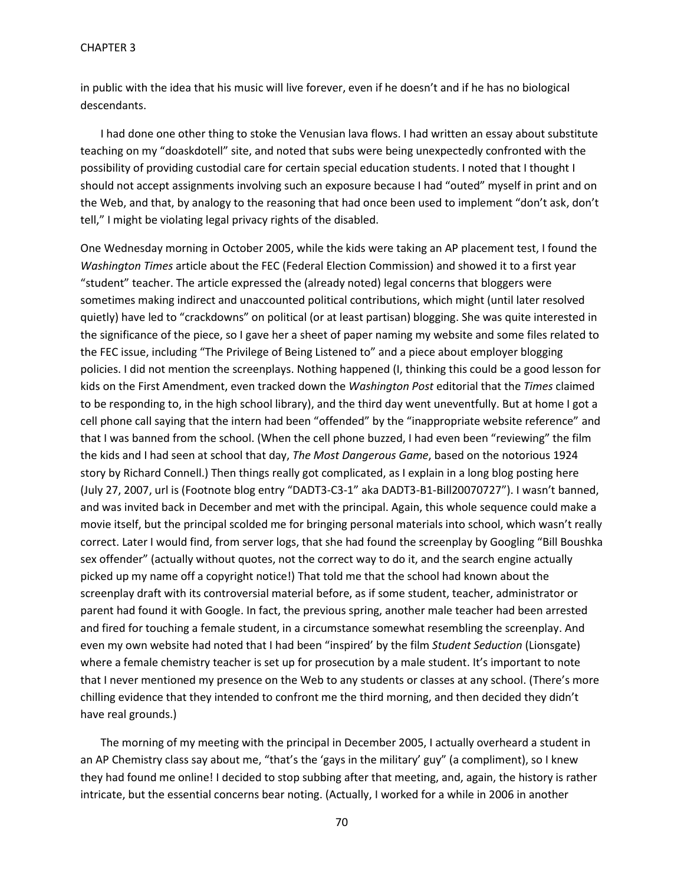in public with the idea that his music will live forever, even if he doesn't and if he has no biological descendants.

I had done one other thing to stoke the Venusian lava flows. I had written an essay about substitute teaching on my "doaskdotell" site, and noted that subs were being unexpectedly confronted with the possibility of providing custodial care for certain special education students. I noted that I thought I should not accept assignments involving such an exposure because I had "outed" myself in print and on the Web, and that, by analogy to the reasoning that had once been used to implement "don't ask, don't tell," I might be violating legal privacy rights of the disabled.

One Wednesday morning in October 2005, while the kids were taking an AP placement test, I found the *Washington Times* article about the FEC (Federal Election Commission) and showed it to a first year "student" teacher. The article expressed the (already noted) legal concerns that bloggers were sometimes making indirect and unaccounted political contributions, which might (until later resolved quietly) have led to "crackdowns" on political (or at least partisan) blogging. She was quite interested in the significance of the piece, so I gave her a sheet of paper naming my website and some files related to the FEC issue, including "The Privilege of Being Listened to" and a piece about employer blogging policies. I did not mention the screenplays. Nothing happened (I, thinking this could be a good lesson for kids on the First Amendment, even tracked down the *Washington Post* editorial that the *Times* claimed to be responding to, in the high school library), and the third day went uneventfully. But at home I got a cell phone call saying that the intern had been "offended" by the "inappropriate website reference" and that I was banned from the school. (When the cell phone buzzed, I had even been "reviewing" the film the kids and I had seen at school that day, *The Most Dangerous Game*, based on the notorious 1924 story by Richard Connell.) Then things really got complicated, as I explain in a long blog posting here (July 27, 2007, url is (Footnote blog entry "DADT3-C3-1" aka DADT3-B1-Bill20070727"). I wasn't banned, and was invited back in December and met with the principal. Again, this whole sequence could make a movie itself, but the principal scolded me for bringing personal materials into school, which wasn't really correct. Later I would find, from server logs, that she had found the screenplay by Googling "Bill Boushka sex offender" (actually without quotes, not the correct way to do it, and the search engine actually picked up my name off a copyright notice!) That told me that the school had known about the screenplay draft with its controversial material before, as if some student, teacher, administrator or parent had found it with Google. In fact, the previous spring, another male teacher had been arrested and fired for touching a female student, in a circumstance somewhat resembling the screenplay. And even my own website had noted that I had been "inspired' by the film *Student Seduction* (Lionsgate) where a female chemistry teacher is set up for prosecution by a male student. It's important to note that I never mentioned my presence on the Web to any students or classes at any school. (There's more chilling evidence that they intended to confront me the third morning, and then decided they didn't have real grounds.)

The morning of my meeting with the principal in December 2005, I actually overheard a student in an AP Chemistry class say about me, "that's the 'gays in the military' guy" (a compliment), so I knew they had found me online! I decided to stop subbing after that meeting, and, again, the history is rather intricate, but the essential concerns bear noting. (Actually, I worked for a while in 2006 in another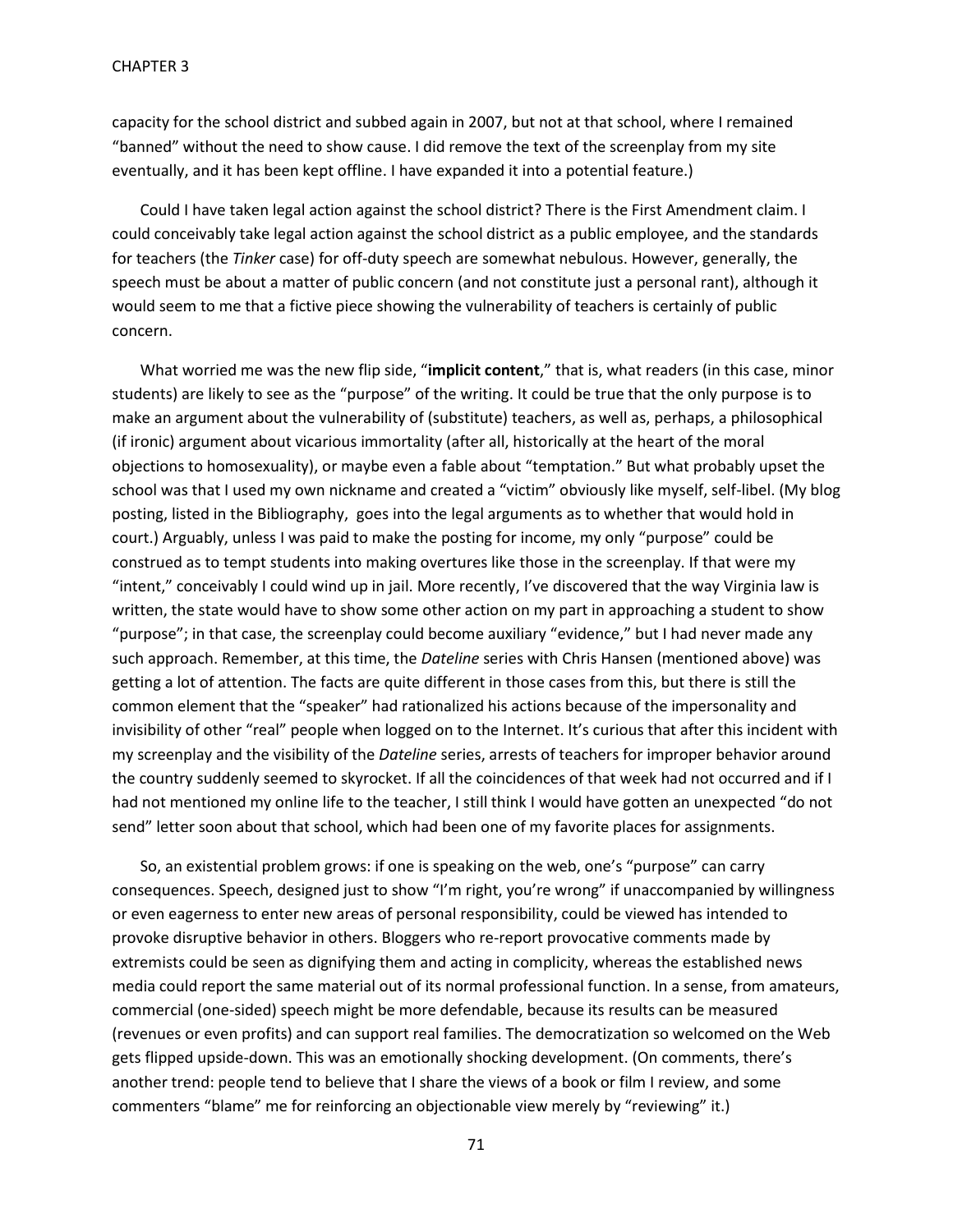capacity for the school district and subbed again in 2007, but not at that school, where I remained "banned" without the need to show cause. I did remove the text of the screenplay from my site eventually, and it has been kept offline. I have expanded it into a potential feature.)

Could I have taken legal action against the school district? There is the First Amendment claim. I could conceivably take legal action against the school district as a public employee, and the standards for teachers (the *Tinker* case) for off-duty speech are somewhat nebulous. However, generally, the speech must be about a matter of public concern (and not constitute just a personal rant), although it would seem to me that a fictive piece showing the vulnerability of teachers is certainly of public concern.

What worried me was the new flip side, "**implicit content**," that is, what readers (in this case, minor students) are likely to see as the "purpose" of the writing. It could be true that the only purpose is to make an argument about the vulnerability of (substitute) teachers, as well as, perhaps, a philosophical (if ironic) argument about vicarious immortality (after all, historically at the heart of the moral objections to homosexuality), or maybe even a fable about "temptation." But what probably upset the school was that I used my own nickname and created a "victim" obviously like myself, self-libel. (My blog posting, listed in the Bibliography, goes into the legal arguments as to whether that would hold in court.) Arguably, unless I was paid to make the posting for income, my only "purpose" could be construed as to tempt students into making overtures like those in the screenplay. If that were my "intent," conceivably I could wind up in jail. More recently, I've discovered that the way Virginia law is written, the state would have to show some other action on my part in approaching a student to show "purpose"; in that case, the screenplay could become auxiliary "evidence," but I had never made any such approach. Remember, at this time, the *Dateline* series with Chris Hansen (mentioned above) was getting a lot of attention. The facts are quite different in those cases from this, but there is still the common element that the "speaker" had rationalized his actions because of the impersonality and invisibility of other "real" people when logged on to the Internet. It's curious that after this incident with my screenplay and the visibility of the *Dateline* series, arrests of teachers for improper behavior around the country suddenly seemed to skyrocket. If all the coincidences of that week had not occurred and if I had not mentioned my online life to the teacher, I still think I would have gotten an unexpected "do not send" letter soon about that school, which had been one of my favorite places for assignments.

So, an existential problem grows: if one is speaking on the web, one's "purpose" can carry consequences. Speech, designed just to show "I'm right, you're wrong" if unaccompanied by willingness or even eagerness to enter new areas of personal responsibility, could be viewed has intended to provoke disruptive behavior in others. Bloggers who re-report provocative comments made by extremists could be seen as dignifying them and acting in complicity, whereas the established news media could report the same material out of its normal professional function. In a sense, from amateurs, commercial (one-sided) speech might be more defendable, because its results can be measured (revenues or even profits) and can support real families. The democratization so welcomed on the Web gets flipped upside-down. This was an emotionally shocking development. (On comments, there's another trend: people tend to believe that I share the views of a book or film I review, and some commenters "blame" me for reinforcing an objectionable view merely by "reviewing" it.)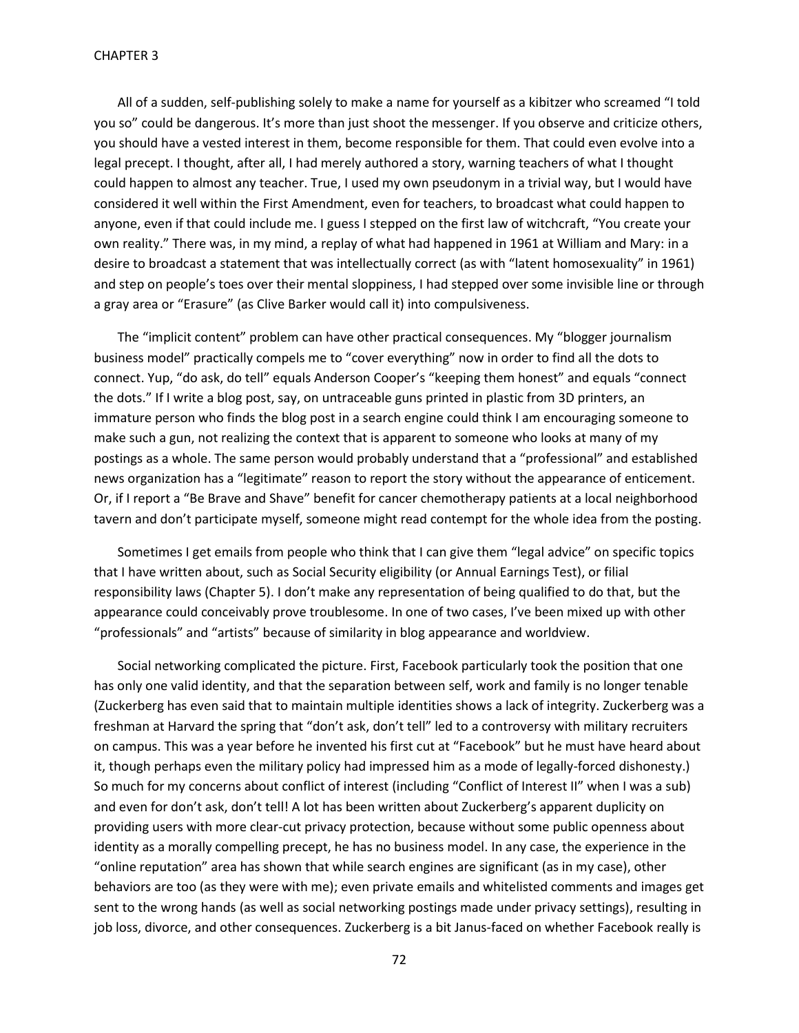All of a sudden, self-publishing solely to make a name for yourself as a kibitzer who screamed "I told you so" could be dangerous. It's more than just shoot the messenger. If you observe and criticize others, you should have a vested interest in them, become responsible for them. That could even evolve into a legal precept. I thought, after all, I had merely authored a story, warning teachers of what I thought could happen to almost any teacher. True, I used my own pseudonym in a trivial way, but I would have considered it well within the First Amendment, even for teachers, to broadcast what could happen to anyone, even if that could include me. I guess I stepped on the first law of witchcraft, "You create your own reality." There was, in my mind, a replay of what had happened in 1961 at William and Mary: in a desire to broadcast a statement that was intellectually correct (as with "latent homosexuality" in 1961) and step on people's toes over their mental sloppiness, I had stepped over some invisible line or through a gray area or "Erasure" (as Clive Barker would call it) into compulsiveness.

The "implicit content" problem can have other practical consequences. My "blogger journalism business model" practically compels me to "cover everything" now in order to find all the dots to connect. Yup, "do ask, do tell" equals Anderson Cooper's "keeping them honest" and equals "connect the dots." If I write a blog post, say, on untraceable guns printed in plastic from 3D printers, an immature person who finds the blog post in a search engine could think I am encouraging someone to make such a gun, not realizing the context that is apparent to someone who looks at many of my postings as a whole. The same person would probably understand that a "professional" and established news organization has a "legitimate" reason to report the story without the appearance of enticement. Or, if I report a "Be Brave and Shave" benefit for cancer chemotherapy patients at a local neighborhood tavern and don't participate myself, someone might read contempt for the whole idea from the posting.

Sometimes I get emails from people who think that I can give them "legal advice" on specific topics that I have written about, such as Social Security eligibility (or Annual Earnings Test), or filial responsibility laws (Chapter 5). I don't make any representation of being qualified to do that, but the appearance could conceivably prove troublesome. In one of two cases, I've been mixed up with other "professionals" and "artists" because of similarity in blog appearance and worldview.

Social networking complicated the picture. First, Facebook particularly took the position that one has only one valid identity, and that the separation between self, work and family is no longer tenable (Zuckerberg has even said that to maintain multiple identities shows a lack of integrity. Zuckerberg was a freshman at Harvard the spring that "don't ask, don't tell" led to a controversy with military recruiters on campus. This was a year before he invented his first cut at "Facebook" but he must have heard about it, though perhaps even the military policy had impressed him as a mode of legally-forced dishonesty.) So much for my concerns about conflict of interest (including "Conflict of Interest II" when I was a sub) and even for don't ask, don't tell! A lot has been written about Zuckerberg's apparent duplicity on providing users with more clear-cut privacy protection, because without some public openness about identity as a morally compelling precept, he has no business model. In any case, the experience in the "online reputation" area has shown that while search engines are significant (as in my case), other behaviors are too (as they were with me); even private emails and whitelisted comments and images get sent to the wrong hands (as well as social networking postings made under privacy settings), resulting in job loss, divorce, and other consequences. Zuckerberg is a bit Janus-faced on whether Facebook really is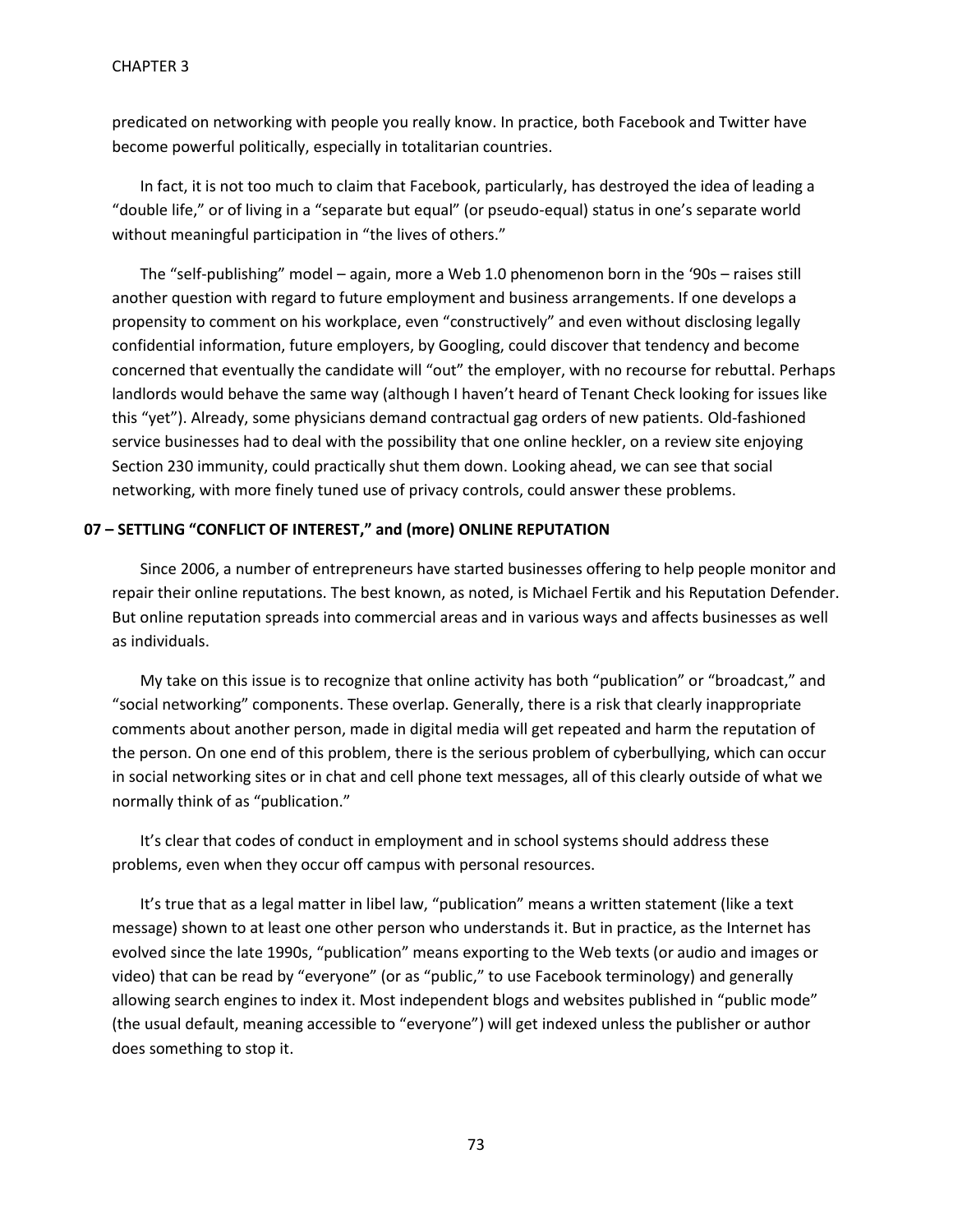predicated on networking with people you really know. In practice, both Facebook and Twitter have become powerful politically, especially in totalitarian countries.

In fact, it is not too much to claim that Facebook, particularly, has destroyed the idea of leading a "double life," or of living in a "separate but equal" (or pseudo-equal) status in one's separate world without meaningful participation in "the lives of others."

The "self-publishing" model – again, more a Web 1.0 phenomenon born in the '90s – raises still another question with regard to future employment and business arrangements. If one develops a propensity to comment on his workplace, even "constructively" and even without disclosing legally confidential information, future employers, by Googling, could discover that tendency and become concerned that eventually the candidate will "out" the employer, with no recourse for rebuttal. Perhaps landlords would behave the same way (although I haven't heard of Tenant Check looking for issues like this "yet"). Already, some physicians demand contractual gag orders of new patients. Old-fashioned service businesses had to deal with the possibility that one online heckler, on a review site enjoying Section 230 immunity, could practically shut them down. Looking ahead, we can see that social networking, with more finely tuned use of privacy controls, could answer these problems.

## 07 – SETTLING "CONFLICT OF INTEREST," and (more) ONLINE REPUTATION

Since 2006, a number of entrepreneurs have started businesses offering to help people monitor and repair their online reputations. The best known, as noted, is Michael Fertik and his Reputation Defender. But online reputation spreads into commercial areas and in various ways and affects businesses as well as individuals.

My take on this issue is to recognize that online activity has both "publication" or "broadcast," and "social networking" components. These overlap. Generally, there is a risk that clearly inappropriate comments about another person, made in digital media will get repeated and harm the reputation of the person. On one end of this problem, there is the serious problem of cyberbullying, which can occur in social networking sites or in chat and cell phone text messages, all of this clearly outside of what we normally think of as "publication."

It's clear that codes of conduct in employment and in school systems should address these problems, even when they occur off campus with personal resources.

It's true that as a legal matter in libel law, "publication" means a written statement (like a text message) shown to at least one other person who understands it. But in practice, as the Internet has evolved since the late 1990s, "publication" means exporting to the Web texts (or audio and images or video) that can be read by "everyone" (or as "public," to use Facebook terminology) and generally allowing search engines to index it. Most independent blogs and websites published in "public mode" (the usual default, meaning accessible to "everyone") will get indexed unless the publisher or author does something to stop it.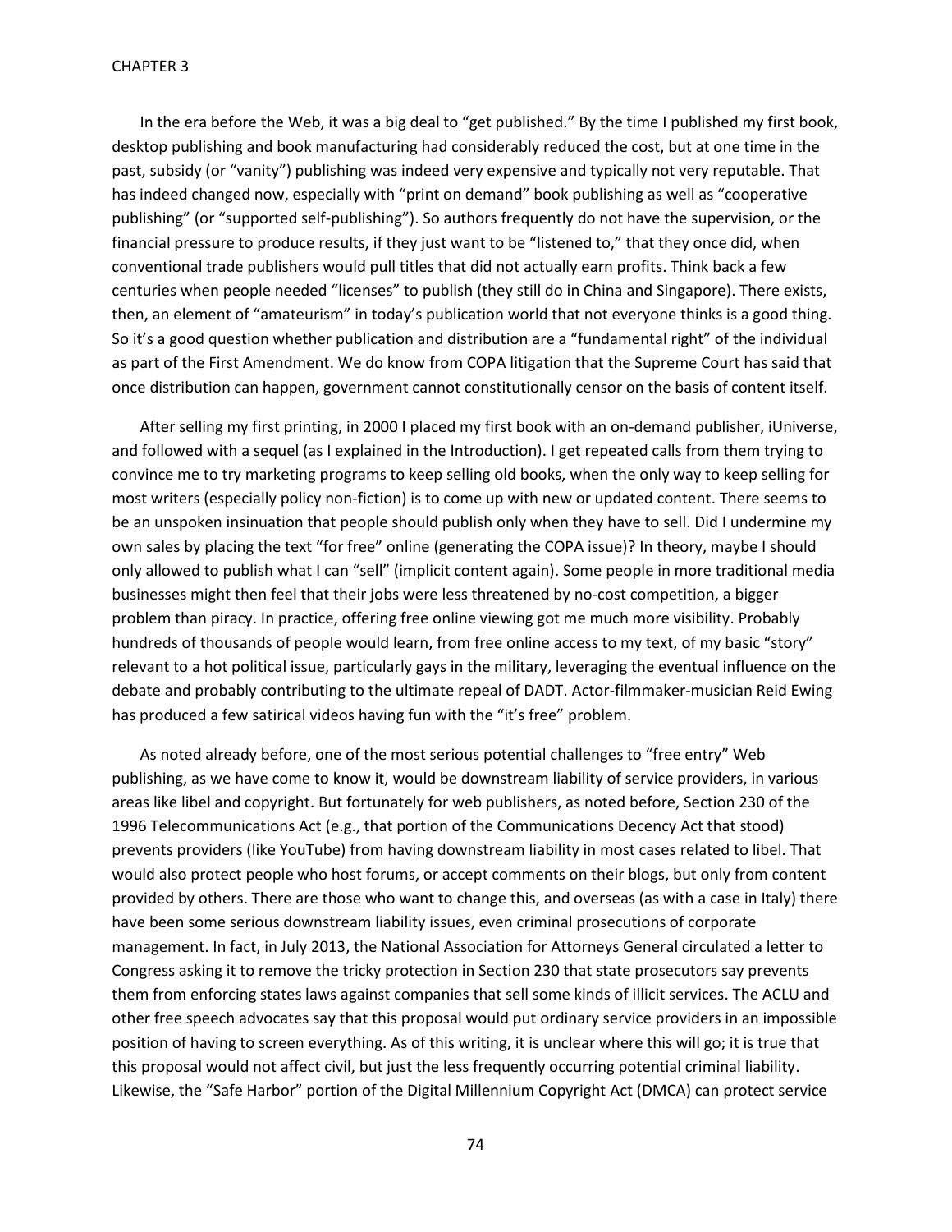In the era before the Web, it was a big deal to "get published." By the time I published my first book, desktop publishing and book manufacturing had considerably reduced the cost, but at one time in the past, subsidy (or "vanity") publishing was indeed very expensive and typically not very reputable. That has indeed changed now, especially with "print on demand" book publishing as well as "cooperative publishing" (or "supported self-publishing"). So authors frequently do not have the supervision, or the financial pressure to produce results, if they just want to be "listened to," that they once did, when conventional trade publishers would pull titles that did not actually earn profits. Think back a few centuries when people needed "licenses" to publish (they still do in China and Singapore). There exists, then, an element of "amateurism" in today's publication world that not everyone thinks is a good thing. So it's a good question whether publication and distribution are a "fundamental right" of the individual as part of the First Amendment. We do know from COPA litigation that the Supreme Court has said that once distribution can happen, government cannot constitutionally censor on the basis of content itself.

After selling my first printing, in 2000 I placed my first book with an on-demand publisher, iUniverse, and followed with a sequel (as I explained in the Introduction). I get repeated calls from them trying to convince me to try marketing programs to keep selling old books, when the only way to keep selling for most writers (especially policy non-fiction) is to come up with new or updated content. There seems to be an unspoken insinuation that people should publish only when they have to sell. Did I undermine my own sales by placing the text "for free" online (generating the COPA issue)? In theory, maybe I should only allowed to publish what I can "sell" (implicit content again). Some people in more traditional media businesses might then feel that their jobs were less threatened by no-cost competition, a bigger problem than piracy. In practice, offering free online viewing got me much more visibility. Probably hundreds of thousands of people would learn, from free online access to my text, of my basic "story" relevant to a hot political issue, particularly gays in the military, leveraging the eventual influence on the debate and probably contributing to the ultimate repeal of DADT. Actor-filmmaker-musician Reid Ewing has produced a few satirical videos having fun with the "it's free" problem.

As noted already before, one of the most serious potential challenges to "free entry" Web publishing, as we have come to know it, would be downstream liability of service providers, in various areas like libel and copyright. But fortunately for web publishers, as noted before, Section 230 of the 1996 Telecommunications Act (e.g., that portion of the Communications Decency Act that stood) prevents providers (like YouTube) from having downstream liability in most cases related to libel. That would also protect people who host forums, or accept comments on their blogs, but only from content provided by others. There are those who want to change this, and overseas (as with a case in Italy) there have been some serious downstream liability issues, even criminal prosecutions of corporate management. In fact, in July 2013, the National Association for Attorneys General circulated a letter to Congress asking it to remove the tricky protection in Section 230 that state prosecutors say prevents them from enforcing states laws against companies that sell some kinds of illicit services. The ACLU and other free speech advocates say that this proposal would put ordinary service providers in an impossible position of having to screen everything. As of this writing, it is unclear where this will go; it is true that this proposal would not affect civil, but just the less frequently occurring potential criminal liability. Likewise, the "Safe Harbor" portion of the Digital Millennium Copyright Act (DMCA) can protect service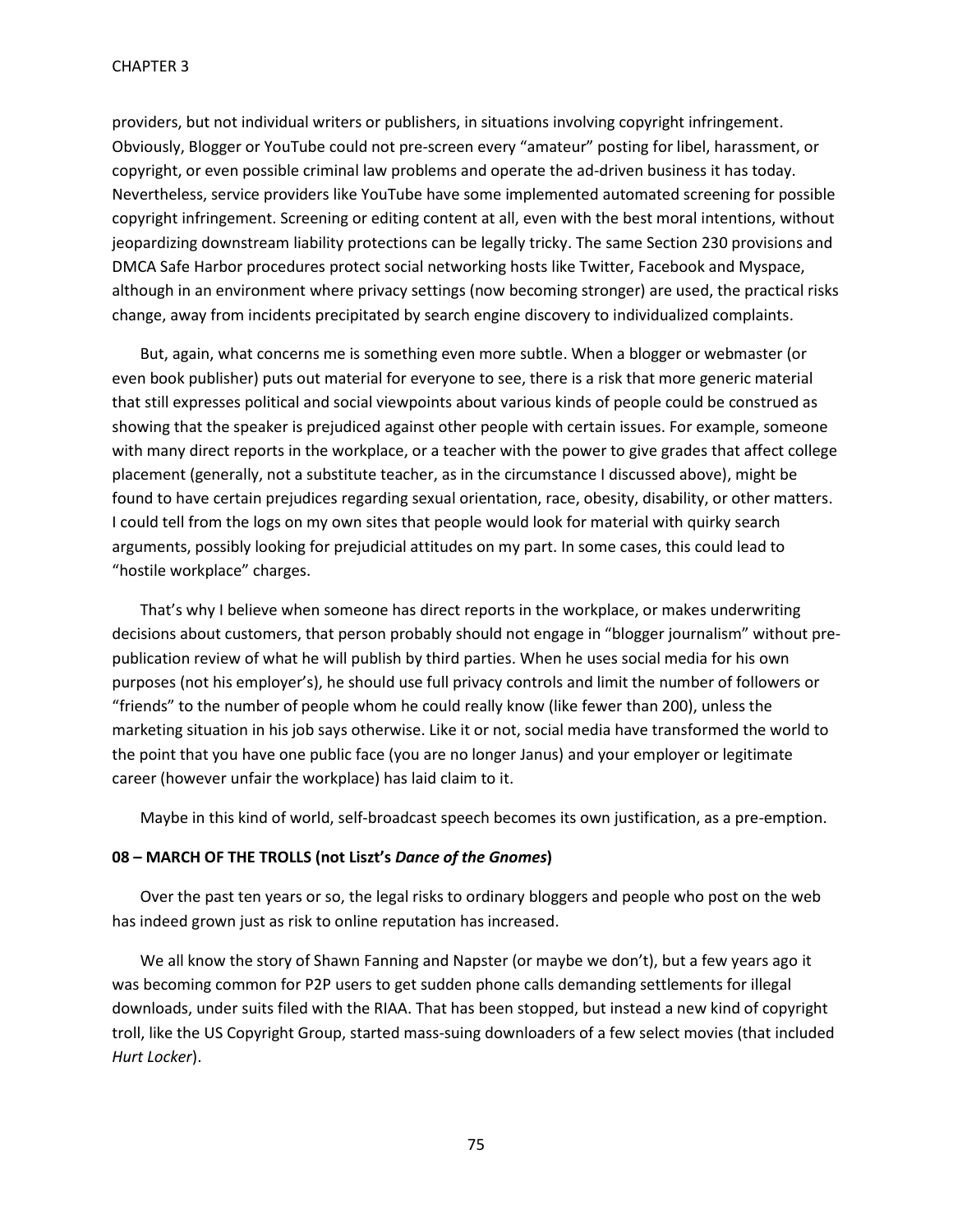providers, but not individual writers or publishers, in situations involving copyright infringement. Obviously, Blogger or YouTube could not pre-screen every "amateur" posting for libel, harassment, or copyright, or even possible criminal law problems and operate the ad-driven business it has today. Nevertheless, service providers like YouTube have some implemented automated screening for possible copyright infringement. Screening or editing content at all, even with the best moral intentions, without jeopardizing downstream liability protections can be legally tricky. The same Section 230 provisions and DMCA Safe Harbor procedures protect social networking hosts like Twitter, Facebook and Myspace, although in an environment where privacy settings (now becoming stronger) are used, the practical risks change, away from incidents precipitated by search engine discovery to individualized complaints.

But, again, what concerns me is something even more subtle. When a blogger or webmaster (or even book publisher) puts out material for everyone to see, there is a risk that more generic material that still expresses political and social viewpoints about various kinds of people could be construed as showing that the speaker is prejudiced against other people with certain issues. For example, someone with many direct reports in the workplace, or a teacher with the power to give grades that affect college placement (generally, not a substitute teacher, as in the circumstance I discussed above), might be found to have certain prejudices regarding sexual orientation, race, obesity, disability, or other matters. I could tell from the logs on my own sites that people would look for material with quirky search arguments, possibly looking for prejudicial attitudes on my part. In some cases, this could lead to "hostile workplace" charges.

That's why I believe when someone has direct reports in the workplace, or makes underwriting decisions about customers, that person probably should not engage in "blogger journalism" without pre-publication review of what he will publish by third parties. When he uses social media for his own purposes (not his employer's), he should use full privacy controls and limit the number of followers or "friends" to the number of people whom he could really know (like fewer than 200), unless the marketing situation in his job says otherwise. Like it or not, social media have transformed the world to the point that you have one public face (you are no longer Janus) and your employer or legitimate career (however unfair the workplace) has laid claim to it.

Maybe in this kind of world, self-broadcast speech becomes its own justification, as a pre-emption.

### 08 – MARCH OF THE TROLLS (not Liszt's *Dance of the Gnomes*)

Over the past ten years or so, the legal risks to ordinary bloggers and people who post on the web has indeed grown just as risk to online reputation has increased.

We all know the story of Shawn Fanning and Napster (or maybe we don't), but a few years ago it was becoming common for P2P users to get sudden phone calls demanding settlements for illegal downloads, under suits filed with the RIAA. That has been stopped, but instead a new kind of copyright troll, like the US Copyright Group, started mass-suing downloaders of a few select movies (that included *Hurt Locker*).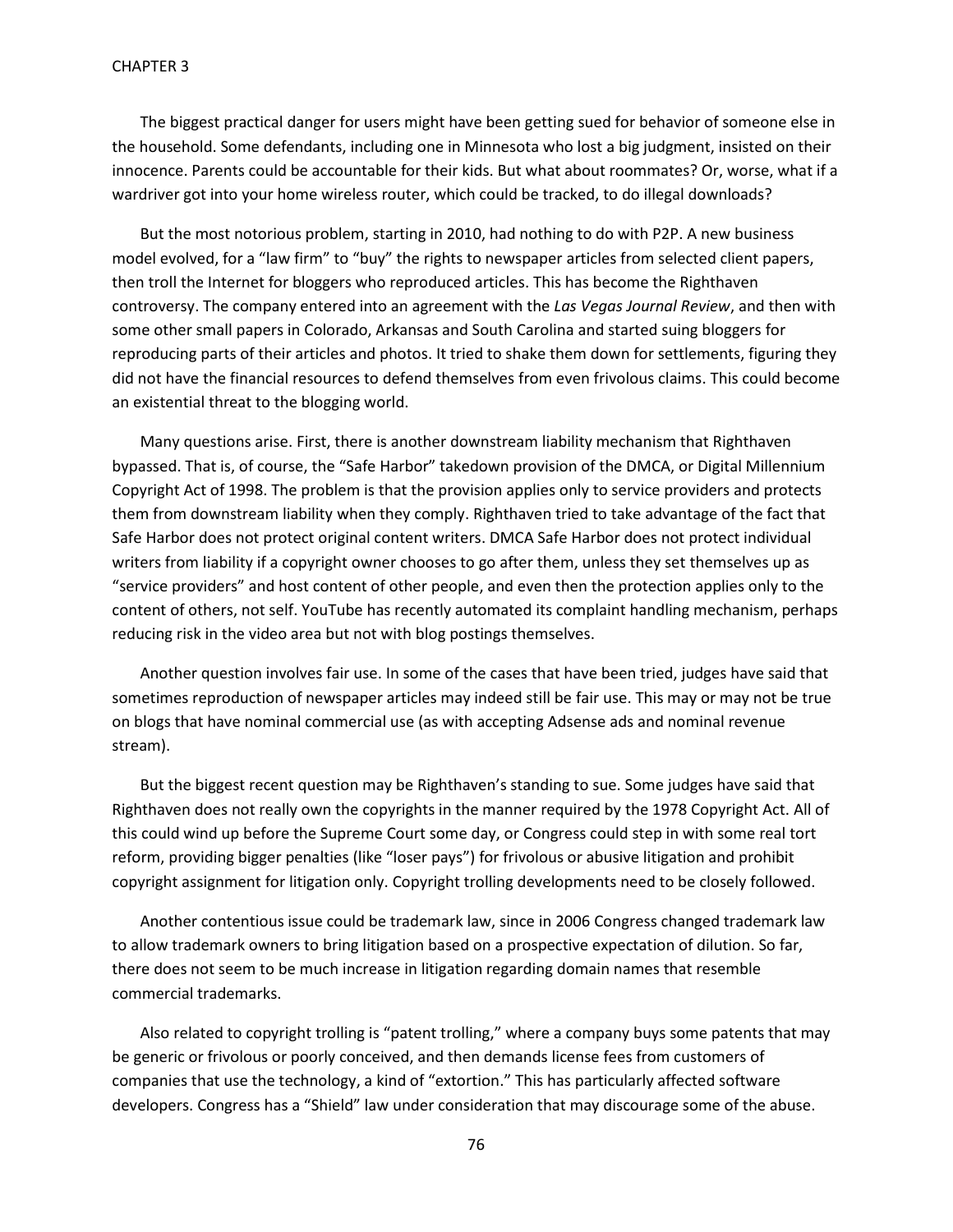The biggest practical danger for users might have been getting sued for behavior of someone else in the household. Some defendants, including one in Minnesota who lost a big judgment, insisted on their innocence. Parents could be accountable for their kids. But what about roommates? Or, worse, what if a wardriver got into your home wireless router, which could be tracked, to do illegal downloads?

But the most notorious problem, starting in 2010, had nothing to do with P2P. A new business model evolved, for a "law firm" to "buy" the rights to newspaper articles from selected client papers, then troll the Internet for bloggers who reproduced articles. This has become the Righthaven controversy. The company entered into an agreement with the *Las Vegas Journal Review*, and then with some other small papers in Colorado, Arkansas and South Carolina and started suing bloggers for reproducing parts of their articles and photos. It tried to shake them down for settlements, figuring they did not have the financial resources to defend themselves from even frivolous claims. This could become an existential threat to the blogging world.

Many questions arise. First, there is another downstream liability mechanism that Righthaven bypassed. That is, of course, the "Safe Harbor" takedown provision of the DMCA, or Digital Millennium Copyright Act of 1998. The problem is that the provision applies only to service providers and protects them from downstream liability when they comply. Righthaven tried to take advantage of the fact that Safe Harbor does not protect original content writers. DMCA Safe Harbor does not protect individual writers from liability if a copyright owner chooses to go after them, unless they set themselves up as "service providers" and host content of other people, and even then the protection applies only to the content of others, not self. YouTube has recently automated its complaint handling mechanism, perhaps reducing risk in the video area but not with blog postings themselves.

Another question involves fair use. In some of the cases that have been tried, judges have said that sometimes reproduction of newspaper articles may indeed still be fair use. This may or may not be true on blogs that have nominal commercial use (as with accepting Adsense ads and nominal revenue stream).

But the biggest recent question may be Righthaven's standing to sue. Some judges have said that Righthaven does not really own the copyrights in the manner required by the 1978 Copyright Act. All of this could wind up before the Supreme Court some day, or Congress could step in with some real tort reform, providing bigger penalties (like "loser pays") for frivolous or abusive litigation and prohibit copyright assignment for litigation only. Copyright trolling developments need to be closely followed.

Another contentious issue could be trademark law, since in 2006 Congress changed trademark law to allow trademark owners to bring litigation based on a prospective expectation of dilution. So far, there does not seem to be much increase in litigation regarding domain names that resemble commercial trademarks.

Also related to copyright trolling is "patent trolling," where a company buys some patents that may be generic or frivolous or poorly conceived, and then demands license fees from customers of companies that use the technology, a kind of "extortion." This has particularly affected software developers. Congress has a "Shield" law under consideration that may discourage some of the abuse.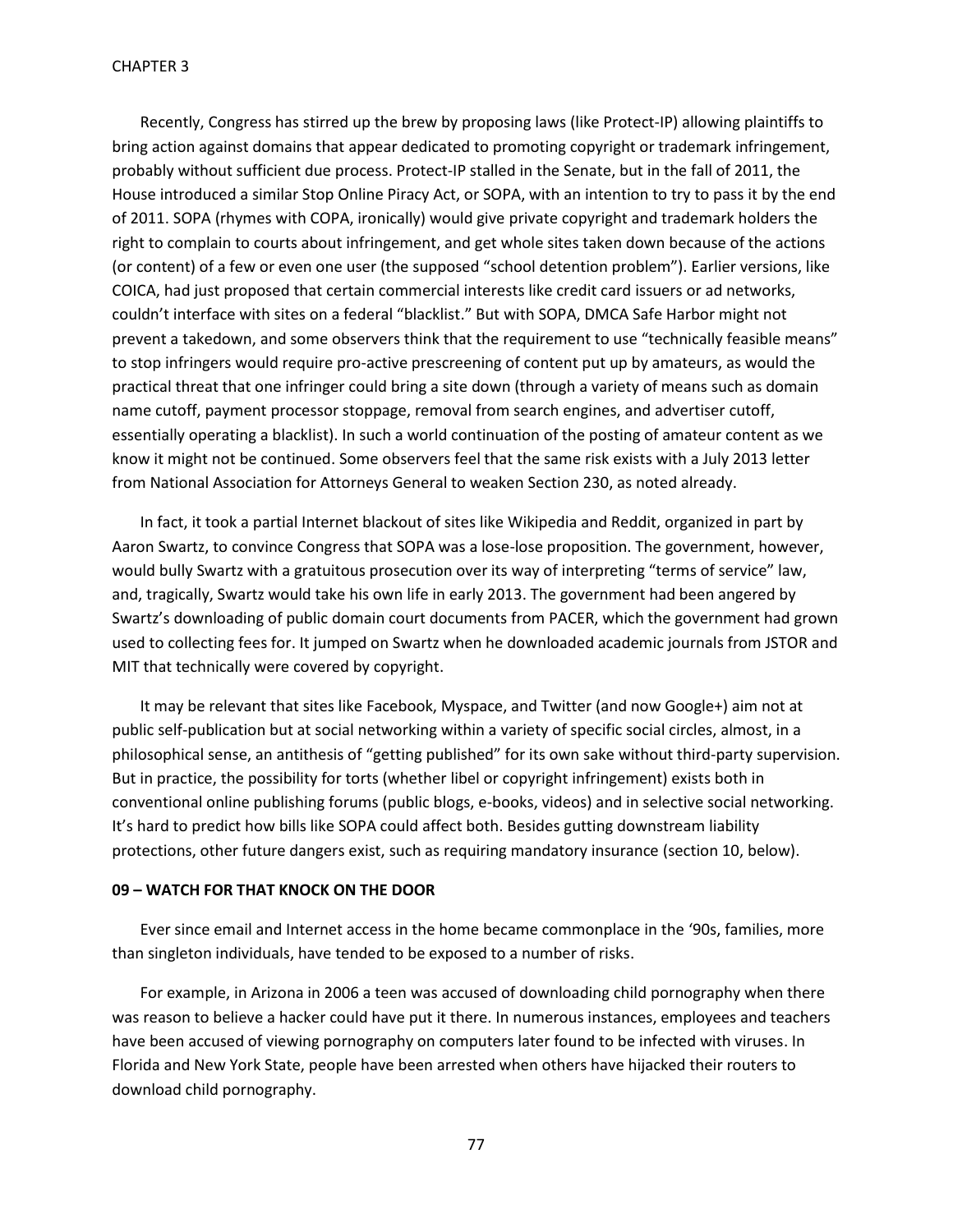Recently, Congress has stirred up the brew by proposing laws (like Protect-IP) allowing plaintiffs to bring action against domains that appear dedicated to promoting copyright or trademark infringement, probably without sufficient due process. Protect-IP stalled in the Senate, but in the fall of 2011, the House introduced a similar Stop Online Piracy Act, or SOPA, with an intention to try to pass it by the end of 2011. SOPA (rhymes with COPA, ironically) would give private copyright and trademark holders the right to complain to courts about infringement, and get whole sites taken down because of the actions (or content) of a few or even one user (the supposed "school detention problem"). Earlier versions, like COICA, had just proposed that certain commercial interests like credit card issuers or ad networks, couldn't interface with sites on a federal "blacklist." But with SOPA, DMCA Safe Harbor might not prevent a takedown, and some observers think that the requirement to use "technically feasible means" to stop infringers would require pro-active prescreening of content put up by amateurs, as would the practical threat that one infringer could bring a site down (through a variety of means such as domain name cutoff, payment processor stoppage, removal from search engines, and advertiser cutoff, essentially operating a blacklist). In such a world continuation of the posting of amateur content as we know it might not be continued. Some observers feel that the same risk exists with a July 2013 letter from National Association for Attorneys General to weaken Section 230, as noted already.

In fact, it took a partial Internet blackout of sites like Wikipedia and Reddit, organized in part by Aaron Swartz, to convince Congress that SOPA was a lose-lose proposition. The government, however, would bully Swartz with a gratuitous prosecution over its way of interpreting "terms of service" law, and, tragically, Swartz would take his own life in early 2013. The government had been angered by Swartz's downloading of public domain court documents from PACER, which the government had grown used to collecting fees for. It jumped on Swartz when he downloaded academic journals from JSTOR and MIT that technically were covered by copyright.

It may be relevant that sites like Facebook, Myspace, and Twitter (and now Google+) aim not at public self-publication but at social networking within a variety of specific social circles, almost, in a philosophical sense, an antithesis of "getting published" for its own sake without third-party supervision. But in practice, the possibility for torts (whether libel or copyright infringement) exists both in conventional online publishing forums (public blogs, e-books, videos) and in selective social networking. It's hard to predict how bills like SOPA could affect both. Besides gutting downstream liability protections, other future dangers exist, such as requiring mandatory insurance (section 10, below).

**09 – WATCH FOR THAT KNOCK ON THE DOOR**

Ever since email and Internet access in the home became commonplace in the '90s, families, more than singleton individuals, have tended to be exposed to a number of risks.

For example, in Arizona in 2006 a teen was accused of downloading child pornography when there was reason to believe a hacker could have put it there. In numerous instances, employees and teachers have been accused of viewing pornography on computers later found to be infected with viruses. In Florida and New York State, people have been arrested when others have hijacked their routers to download child pornography.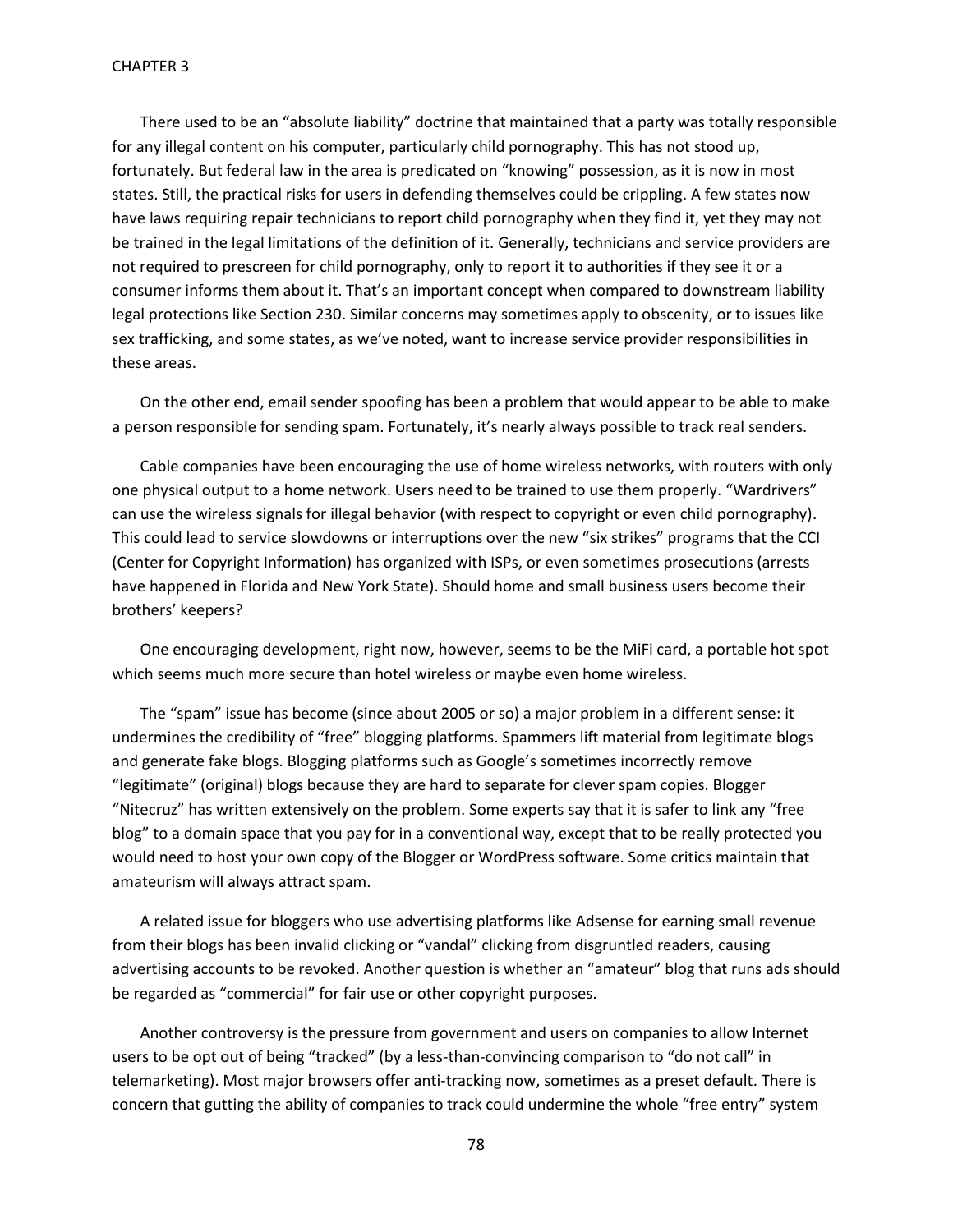There used to be an "absolute liability" doctrine that maintained that a party was totally responsible for any illegal content on his computer, particularly child pornography. This has not stood up, fortunately. But federal law in the area is predicated on "knowing" possession, as it is now in most states. Still, the practical risks for users in defending themselves could be crippling. A few states now have laws requiring repair technicians to report child pornography when they find it, yet they may not be trained in the legal limitations of the definition of it. Generally, technicians and service providers are not required to prescreen for child pornography, only to report it to authorities if they see it or a consumer informs them about it. That's an important concept when compared to downstream liability legal protections like Section 230. Similar concerns may sometimes apply to obscenity, or to issues like sex trafficking, and some states, as we've noted, want to increase service provider responsibilities in these areas.

On the other end, email sender spoofing has been a problem that would appear to be able to make a person responsible for sending spam. Fortunately, it's nearly always possible to track real senders.

Cable companies have been encouraging the use of home wireless networks, with routers with only one physical output to a home network. Users need to be trained to use them properly. "Wardrivers" can use the wireless signals for illegal behavior (with respect to copyright or even child pornography). This could lead to service slowdowns or interruptions over the new "six strikes" programs that the CCI (Center for Copyright Information) has organized with ISPs, or even sometimes prosecutions (arrests have happened in Florida and New York State). Should home and small business users become their brothers' keepers?

One encouraging development, right now, however, seems to be the MiFi card, a portable hot spot which seems much more secure than hotel wireless or maybe even home wireless.

The "spam" issue has become (since about 2005 or so) a major problem in a different sense: it undermines the credibility of "free" blogging platforms. Spammers lift material from legitimate blogs and generate fake blogs. Blogging platforms such as Google's sometimes incorrectly remove "legitimate" (original) blogs because they are hard to separate for clever spam copies. Blogger "Nitecruz" has written extensively on the problem. Some experts say that it is safer to link any "free blog" to a domain space that you pay for in a conventional way, except that to be really protected you would need to host your own copy of the Blogger or WordPress software. Some critics maintain that amateurism will always attract spam.

A related issue for bloggers who use advertising platforms like Adsense for earning small revenue from their blogs has been invalid clicking or "vandal" clicking from disgruntled readers, causing advertising accounts to be revoked. Another question is whether an "amateur" blog that runs ads should be regarded as "commercial" for fair use or other copyright purposes.

Another controversy is the pressure from government and users on companies to allow Internet users to be opt out of being "tracked" (by a less-than-convincing comparison to "do not call" in telemarketing). Most major browsers offer anti-tracking now, sometimes as a preset default. There is concern that gutting the ability of companies to track could undermine the whole "free entry" system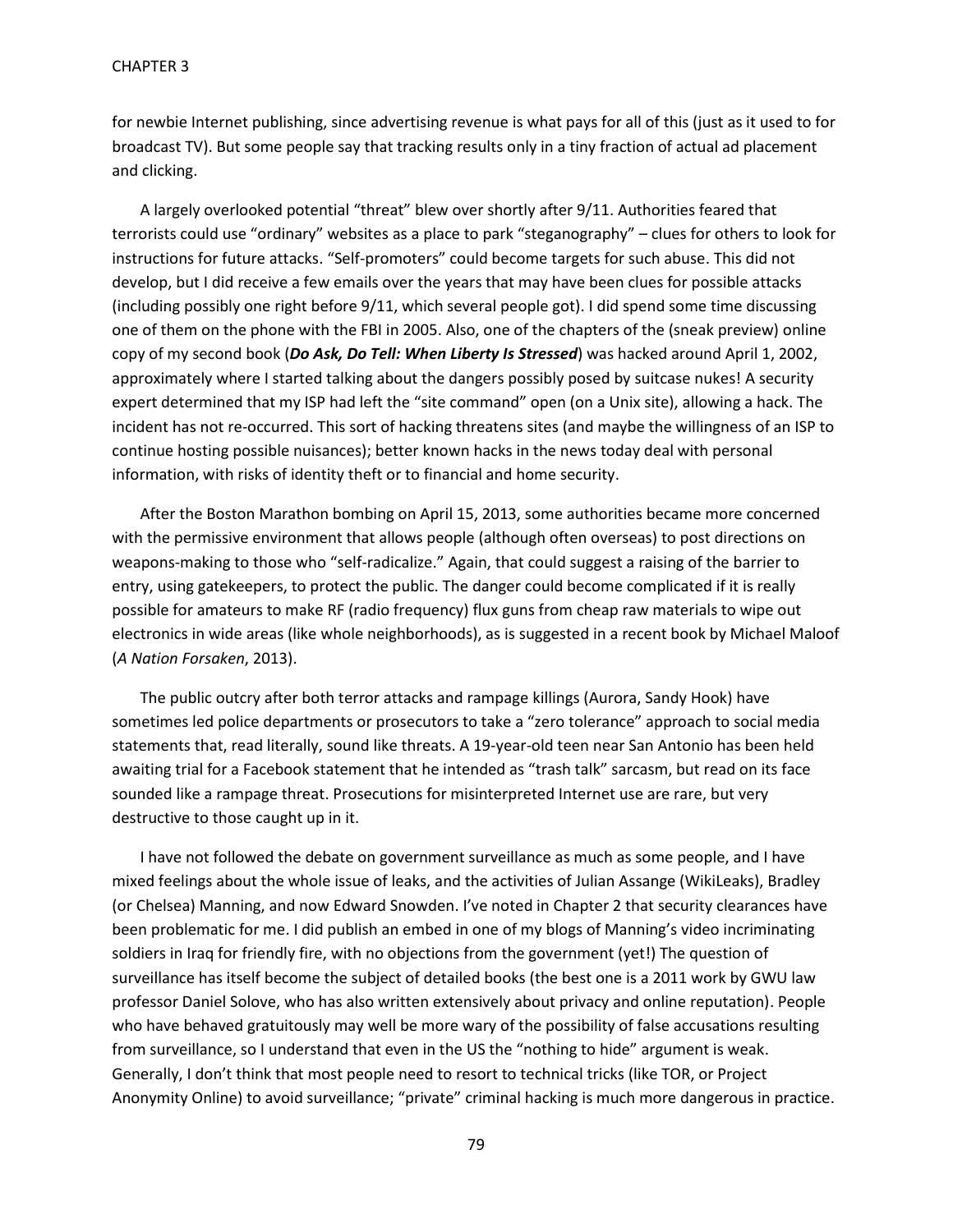for newbie Internet publishing, since advertising revenue is what pays for all of this (just as it used to for broadcast TV). But some people say that tracking results only in a tiny fraction of actual ad placement and clicking.

A largely overlooked potential “threat” blew over shortly after 9/11. Authorities feared that terrorists could use “ordinary” websites as a place to park “steganography” – clues for others to look for instructions for future attacks. “Self-promoters” could become targets for such abuse. This did not develop, but I did receive a few emails over the years that may have been clues for possible attacks (including possibly one right before 9/11, which several people got). I did spend some time discussing one of them on the phone with the FBI in 2005. Also, one of the chapters of the (sneak preview) online copy of my second book (***Do Ask, Do Tell: When Liberty Is Stressed***) was hacked around April 1, 2002, approximately where I started talking about the dangers possibly posed by suitcase nukes! A security expert determined that my ISP had left the “site command” open (on a Unix site), allowing a hack. The incident has not re-occurred. This sort of hacking threatens sites (and maybe the willingness of an ISP to continue hosting possible nuisances); better known hacks in the news today deal with personal information, with risks of identity theft or to financial and home security.

After the Boston Marathon bombing on April 15, 2013, some authorities became more concerned with the permissive environment that allows people (although often overseas) to post directions on weapons-making to those who “self-radicalize.” Again, that could suggest a raising of the barrier to entry, using gatekeepers, to protect the public. The danger could become complicated if it is really possible for amateurs to make RF (radio frequency) flux guns from cheap raw materials to wipe out electronics in wide areas (like whole neighborhoods), as is suggested in a recent book by Michael Maloof (*A Nation Forsaken*, 2013).

The public outcry after both terror attacks and rampage killings (Aurora, Sandy Hook) have sometimes led police departments or prosecutors to take a “zero tolerance” approach to social media statements that, read literally, sound like threats. A 19-year-old teen near San Antonio has been held awaiting trial for a Facebook statement that he intended as “trash talk” sarcasm, but read on its face sounded like a rampage threat. Prosecutions for misinterpreted Internet use are rare, but very destructive to those caught up in it.

I have not followed the debate on government surveillance as much as some people, and I have mixed feelings about the whole issue of leaks, and the activities of Julian Assange (WikiLeaks), Bradley (or Chelsea) Manning, and now Edward Snowden. I’ve noted in Chapter 2 that security clearances have been problematic for me. I did publish an embed in one of my blogs of Manning’s video incriminating soldiers in Iraq for friendly fire, with no objections from the government (yet!) The question of surveillance has itself become the subject of detailed books (the best one is a 2011 work by GWU law professor Daniel Solove, who has also written extensively about privacy and online reputation). People who have behaved gratuitously may well be more wary of the possibility of false accusations resulting from surveillance, so I understand that even in the US the “nothing to hide” argument is weak. Generally, I don’t think that most people need to resort to technical tricks (like TOR, or Project Anonymity Online) to avoid surveillance; “private” criminal hacking is much more dangerous in practice.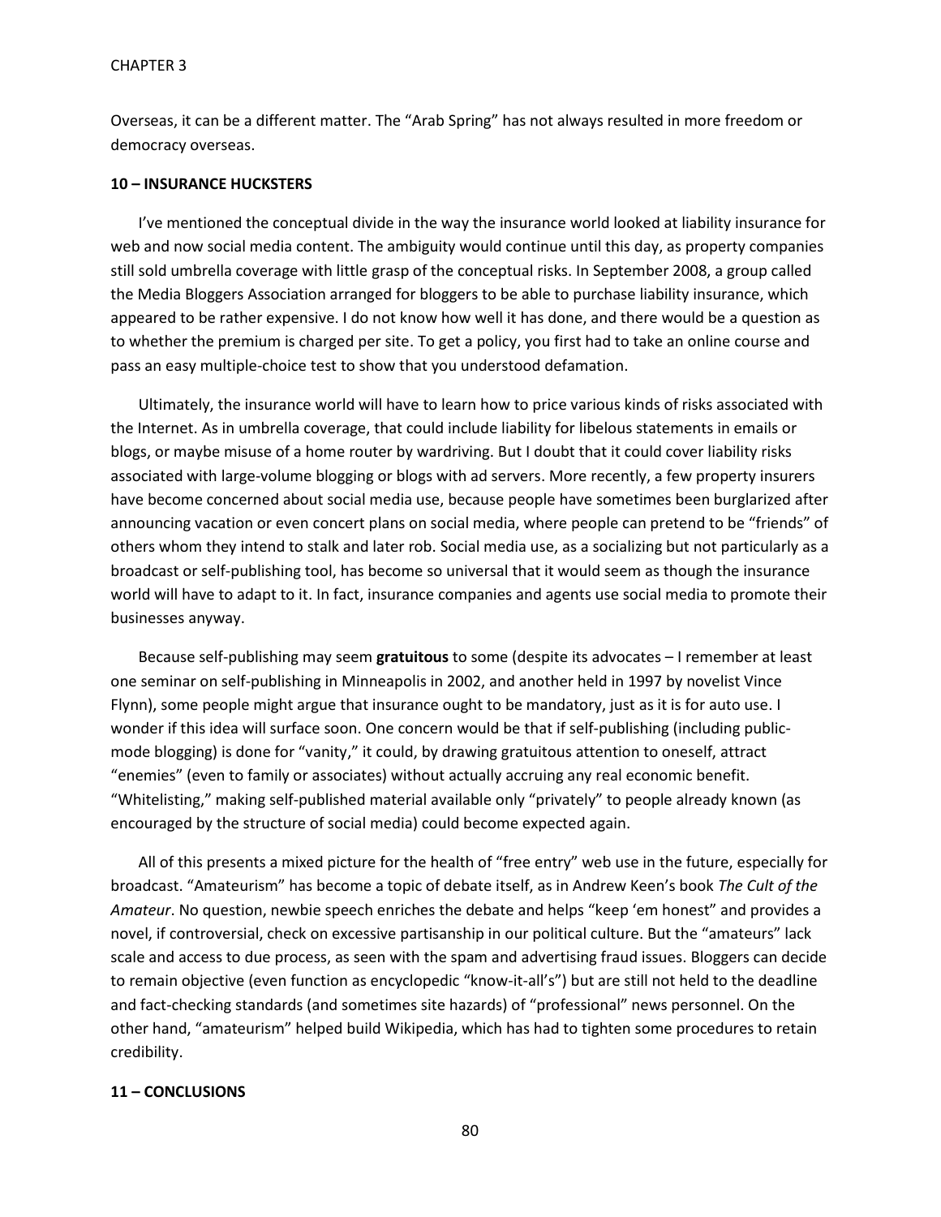Overseas, it can be a different matter. The "Arab Spring" has not always resulted in more freedom or democracy overseas.

### 10 – INSURANCE HUCKSTERS

I've mentioned the conceptual divide in the way the insurance world looked at liability insurance for web and now social media content. The ambiguity would continue until this day, as property companies still sold umbrella coverage with little grasp of the conceptual risks. In September 2008, a group called the Media Bloggers Association arranged for bloggers to be able to purchase liability insurance, which appeared to be rather expensive. I do not know how well it has done, and there would be a question as to whether the premium is charged per site. To get a policy, you first had to take an online course and pass an easy multiple-choice test to show that you understood defamation.

Ultimately, the insurance world will have to learn how to price various kinds of risks associated with the Internet. As in umbrella coverage, that could include liability for libelous statements in emails or blogs, or maybe misuse of a home router by wardriving. But I doubt that it could cover liability risks associated with large-volume blogging or blogs with ad servers. More recently, a few property insurers have become concerned about social media use, because people have sometimes been burglarized after announcing vacation or even concert plans on social media, where people can pretend to be "friends" of others whom they intend to stalk and later rob. Social media use, as a socializing but not particularly as a broadcast or self-publishing tool, has become so universal that it would seem as though the insurance world will have to adapt to it. In fact, insurance companies and agents use social media to promote their businesses anyway.

Because self-publishing may seem **gratuitous** to some (despite its advocates – I remember at least one seminar on self-publishing in Minneapolis in 2002, and another held in 1997 by novelist Vince Flynn), some people might argue that insurance ought to be mandatory, just as it is for auto use. I wonder if this idea will surface soon. One concern would be that if self-publishing (including public-mode blogging) is done for "vanity," it could, by drawing gratuitous attention to oneself, attract "enemies" (even to family or associates) without actually accruing any real economic benefit. "Whitelisting," making self-published material available only "privately" to people already known (as encouraged by the structure of social media) could become expected again.

All of this presents a mixed picture for the health of "free entry" web use in the future, especially for broadcast. "Amateurism" has become a topic of debate itself, as in Andrew Keen's book *The Cult of the Amateur*. No question, newbie speech enriches the debate and helps "keep 'em honest" and provides a novel, if controversial, check on excessive partisanship in our political culture. But the "amateurs" lack scale and access to due process, as seen with the spam and advertising fraud issues. Bloggers can decide to remain objective (even function as encyclopedic "know-it-all's") but are still not held to the deadline and fact-checking standards (and sometimes site hazards) of "professional" news personnel. On the other hand, "amateurism" helped build Wikipedia, which has had to tighten some procedures to retain credibility.

### 11 – CONCLUSIONS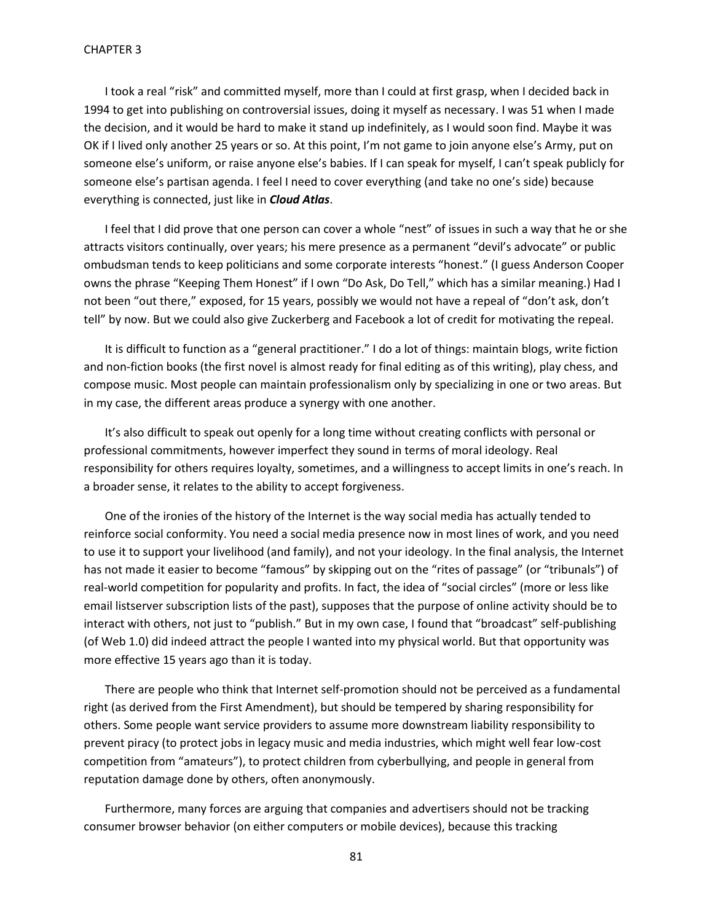I took a real "risk" and committed myself, more than I could at first grasp, when I decided back in 1994 to get into publishing on controversial issues, doing it myself as necessary. I was 51 when I made the decision, and it would be hard to make it stand up indefinitely, as I would soon find. Maybe it was OK if I lived only another 25 years or so. At this point, I'm not game to join anyone else's Army, put on someone else's uniform, or raise anyone else's babies. If I can speak for myself, I can't speak publicly for someone else's partisan agenda. I feel I need to cover everything (and take no one's side) because everything is connected, just like in ***Cloud Atlas***.

I feel that I did prove that one person can cover a whole "nest" of issues in such a way that he or she attracts visitors continually, over years; his mere presence as a permanent "devil's advocate" or public ombudsman tends to keep politicians and some corporate interests "honest." (I guess Anderson Cooper owns the phrase "Keeping Them Honest" if I own "Do Ask, Do Tell," which has a similar meaning.) Had I not been "out there," exposed, for 15 years, possibly we would not have a repeal of "don't ask, don't tell" by now. But we could also give Zuckerberg and Facebook a lot of credit for motivating the repeal.

It is difficult to function as a "general practitioner." I do a lot of things: maintain blogs, write fiction and non-fiction books (the first novel is almost ready for final editing as of this writing), play chess, and compose music. Most people can maintain professionalism only by specializing in one or two areas. But in my case, the different areas produce a synergy with one another.

It's also difficult to speak out openly for a long time without creating conflicts with personal or professional commitments, however imperfect they sound in terms of moral ideology. Real responsibility for others requires loyalty, sometimes, and a willingness to accept limits in one's reach. In a broader sense, it relates to the ability to accept forgiveness.

One of the ironies of the history of the Internet is the way social media has actually tended to reinforce social conformity. You need a social media presence now in most lines of work, and you need to use it to support your livelihood (and family), and not your ideology. In the final analysis, the Internet has not made it easier to become "famous" by skipping out on the "rites of passage" (or "tribunals") of real-world competition for popularity and profits. In fact, the idea of "social circles" (more or less like email listserver subscription lists of the past), supposes that the purpose of online activity should be to interact with others, not just to "publish." But in my own case, I found that "broadcast" self-publishing (of Web 1.0) did indeed attract the people I wanted into my physical world. But that opportunity was more effective 15 years ago than it is today.

There are people who think that Internet self-promotion should not be perceived as a fundamental right (as derived from the First Amendment), but should be tempered by sharing responsibility for others. Some people want service providers to assume more downstream liability responsibility to prevent piracy (to protect jobs in legacy music and media industries, which might well fear low-cost competition from "amateurs"), to protect children from cyberbullying, and people in general from reputation damage done by others, often anonymously.

Furthermore, many forces are arguing that companies and advertisers should not be tracking consumer browser behavior (on either computers or mobile devices), because this tracking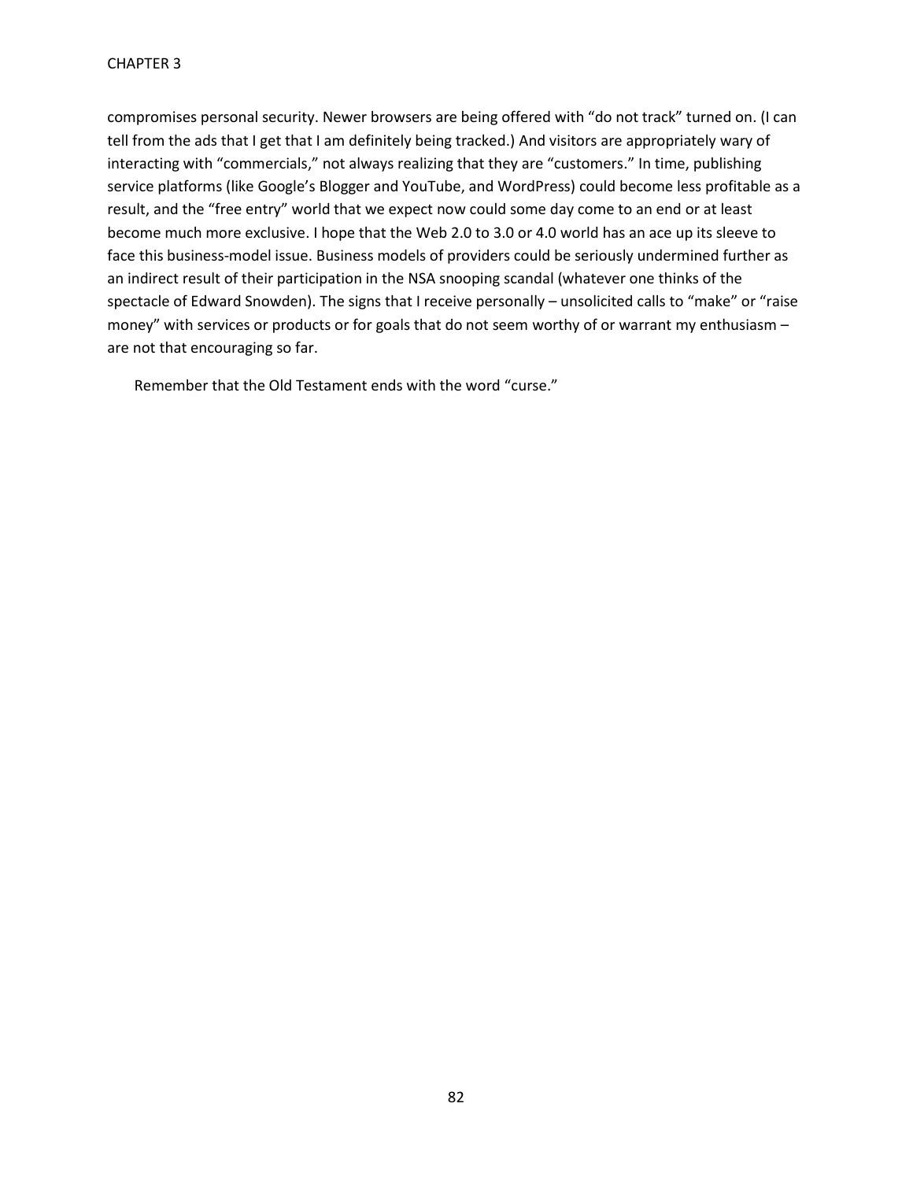compromises personal security. Newer browsers are being offered with "do not track" turned on. (I can tell from the ads that I get that I am definitely being tracked.) And visitors are appropriately wary of interacting with "commercials," not always realizing that they are "customers." In time, publishing service platforms (like Google's Blogger and YouTube, and WordPress) could become less profitable as a result, and the "free entry" world that we expect now could some day come to an end or at least become much more exclusive. I hope that the Web 2.0 to 3.0 or 4.0 world has an ace up its sleeve to face this business-model issue. Business models of providers could be seriously undermined further as an indirect result of their participation in the NSA snooping scandal (whatever one thinks of the spectacle of Edward Snowden). The signs that I receive personally – unsolicited calls to "make" or "raise money" with services or products or for goals that do not seem worthy of or warrant my enthusiasm – are not that encouraging so far.

Remember that the Old Testament ends with the word "curse."